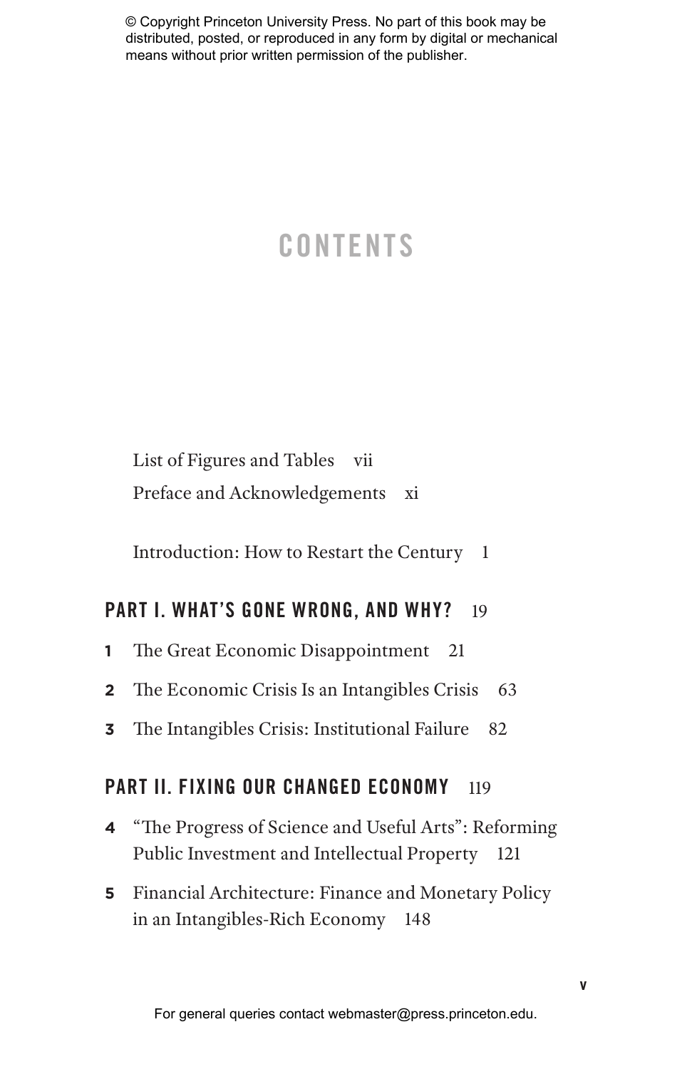# CONTENTS

List of Figures and Tables vii

Preface and Acknowledgements xi

Introduction: How to Restart the Century 1

## PART I. WHAT'S GONE WRONG, AND WHY? 19

**1** The Great Economic Disappointment 21

**2** The Economic Crisis Is an Intangibles Crisis 63

**3** The Intangibles Crisis: Institutional Failure 82

## PART II. FIXING OUR CHANGED ECONOMY 119

**4** "The Progress of Science and Useful Arts": Reforming Public Investment and Intellectual Property 121

**5** Financial Architecture: Finance and Monetary Policy in an Intangibles-Rich Economy 148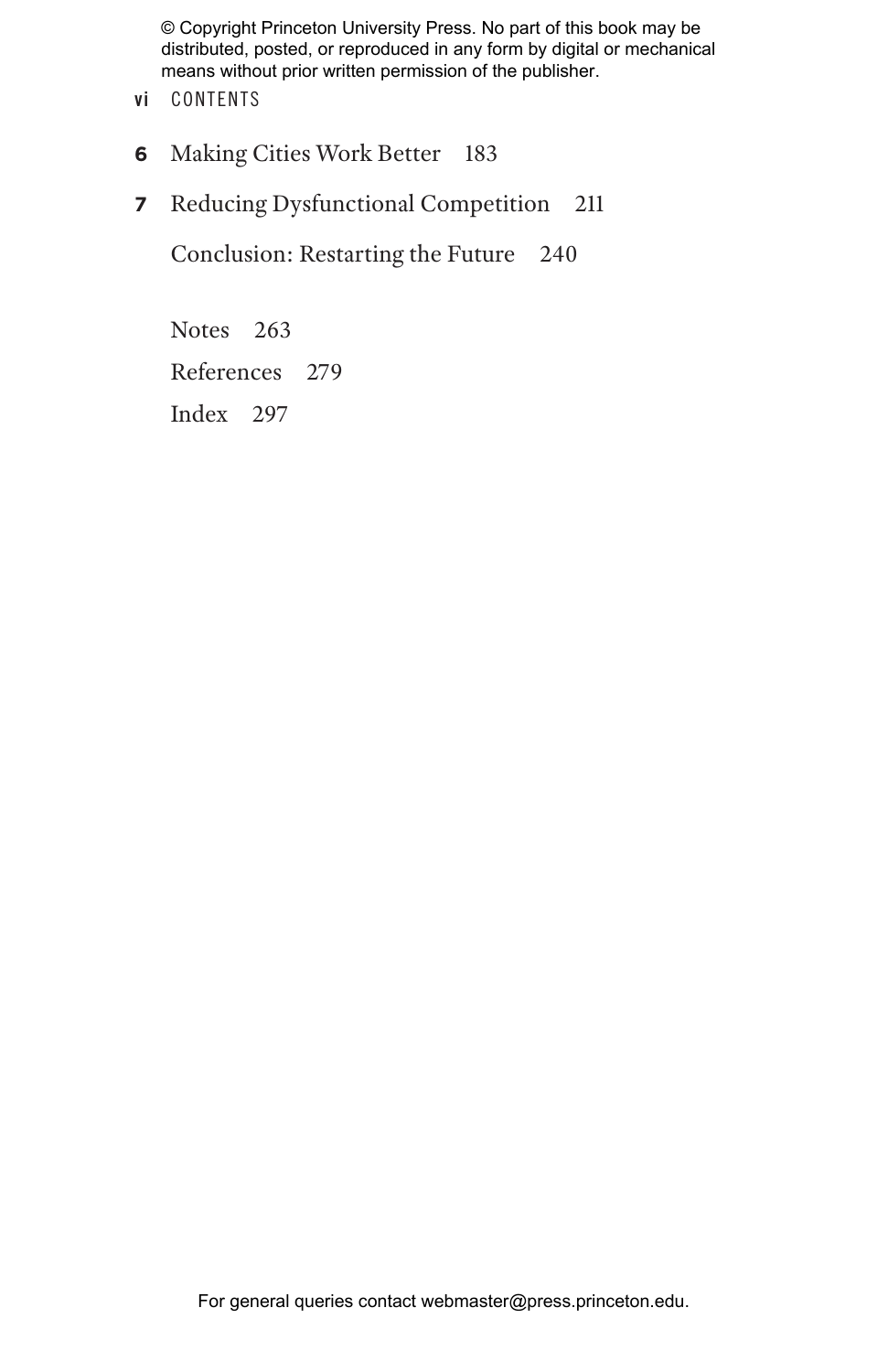6 Making Cities Work Better 183

7 Reducing Dysfunctional Competition 211

Conclusion: Restarting the Future 240

Notes 263

References 279

Index 297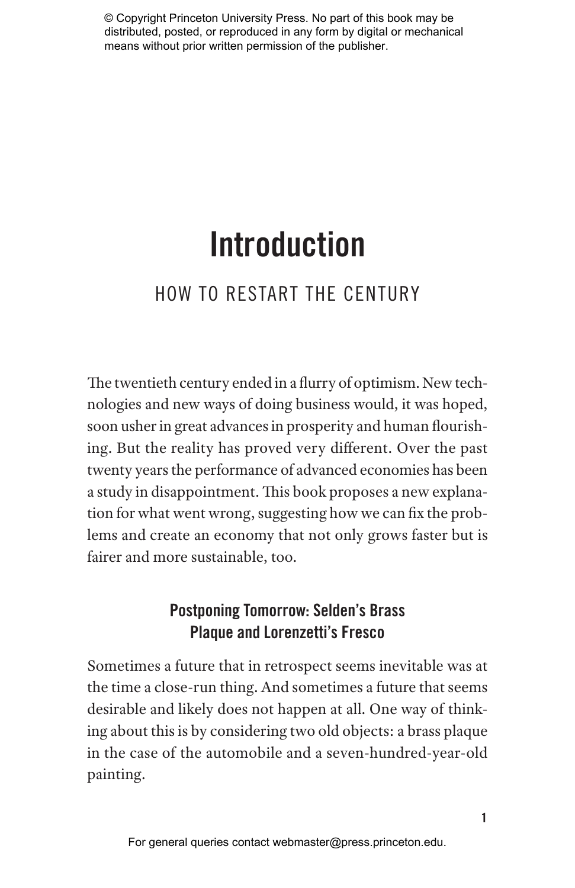# Introduction

## HOW TO RESTART THE CENTURY

The twentieth century ended in a flurry of optimism. New technologies and new ways of doing business would, it was hoped, soon usher in great advances in prosperity and human flourishing. But the reality has proved very different. Over the past twenty years the performance of advanced economies has been a study in disappointment. This book proposes a new explanation for what went wrong, suggesting how we can fix the problems and create an economy that not only grows faster but is fairer and more sustainable, too.

### Postponing Tomorrow: Selden's Brass Plaque and Lorenzetti's Fresco

Sometimes a future that in retrospect seems inevitable was at the time a close-run thing. And sometimes a future that seems desirable and likely does not happen at all. One way of thinking about this is by considering two old objects: a brass plaque in the case of the automobile and a seven-hundred-year-old painting.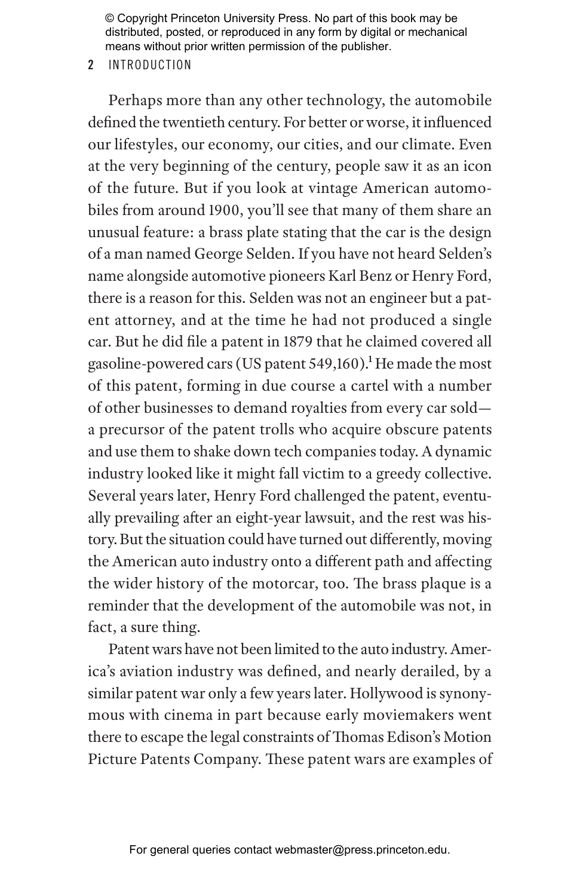Perhaps more than any other technology, the automobile defined the twentieth century. For better or worse, it influenced our lifestyles, our economy, our cities, and our climate. Even at the very beginning of the century, people saw it as an icon of the future. But if you look at vintage American automobiles from around 1900, you'll see that many of them share an unusual feature: a brass plate stating that the car is the design of a man named George Selden. If you have not heard Selden's name alongside automotive pioneers Karl Benz or Henry Ford, there is a reason for this. Selden was not an engineer but a patent attorney, and at the time he had not produced a single car. But he did file a patent in 1879 that he claimed covered all gasoline-powered cars (US patent 549,160).[1] He made the most of this patent, forming in due course a cartel with a number of other businesses to demand royalties from every car sold—a precursor of the patent trolls who acquire obscure patents and use them to shake down tech companies today. A dynamic industry looked like it might fall victim to a greedy collective. Several years later, Henry Ford challenged the patent, eventually prevailing after an eight-year lawsuit, and the rest was history. But the situation could have turned out differently, moving the American auto industry onto a different path and affecting the wider history of the motorcar, too. The brass plaque is a reminder that the development of the automobile was not, in fact, a sure thing.

Patent wars have not been limited to the auto industry. America's aviation industry was defined, and nearly derailed, by a similar patent war only a few years later. Hollywood is synonymous with cinema in part because early moviemakers went there to escape the legal constraints of Thomas Edison's Motion Picture Patents Company. These patent wars are examples of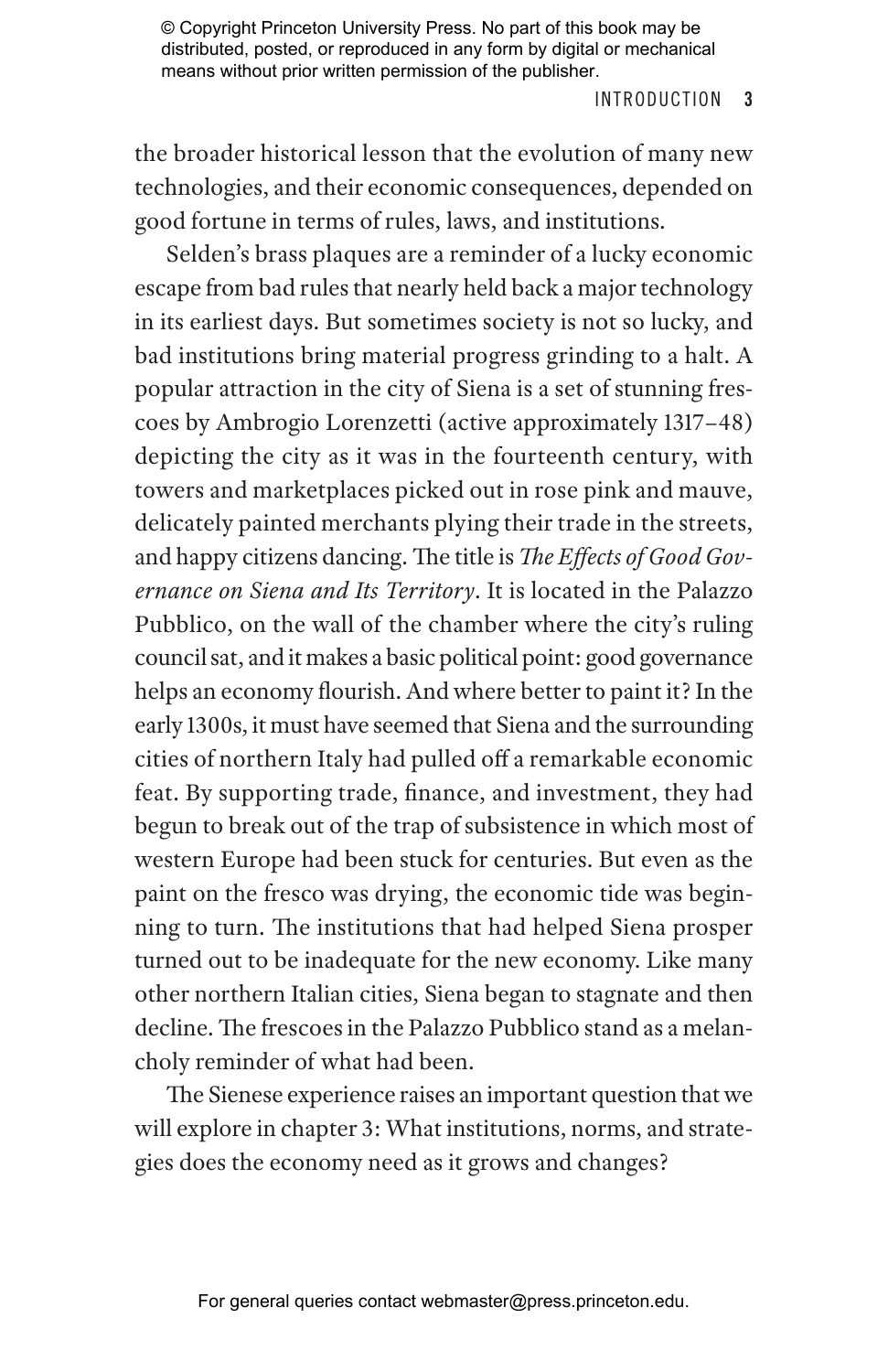the broader historical lesson that the evolution of many new technologies, and their economic consequences, depended on good fortune in terms of rules, laws, and institutions.

Selden's brass plaques are a reminder of a lucky economic escape from bad rules that nearly held back a major technology in its earliest days. But sometimes society is not so lucky, and bad institutions bring material progress grinding to a halt. A popular attraction in the city of Siena is a set of stunning frescoes by Ambrogio Lorenzetti (active approximately 1317–48) depicting the city as it was in the fourteenth century, with towers and marketplaces picked out in rose pink and mauve, delicately painted merchants plying their trade in the streets, and happy citizens dancing. The title is *The Effects of Good Governance on Siena and Its Territory*. It is located in the Palazzo Pubblico, on the wall of the chamber where the city's ruling council sat, and it makes a basic political point: good governance helps an economy flourish. And where better to paint it? In the early 1300s, it must have seemed that Siena and the surrounding cities of northern Italy had pulled off a remarkable economic feat. By supporting trade, finance, and investment, they had begun to break out of the trap of subsistence in which most of western Europe had been stuck for centuries. But even as the paint on the fresco was drying, the economic tide was beginning to turn. The institutions that had helped Siena prosper turned out to be inadequate for the new economy. Like many other northern Italian cities, Siena began to stagnate and then decline. The frescoes in the Palazzo Pubblico stand as a melancholy reminder of what had been.

The Sienese experience raises an important question that we will explore in chapter 3: What institutions, norms, and strategies does the economy need as it grows and changes?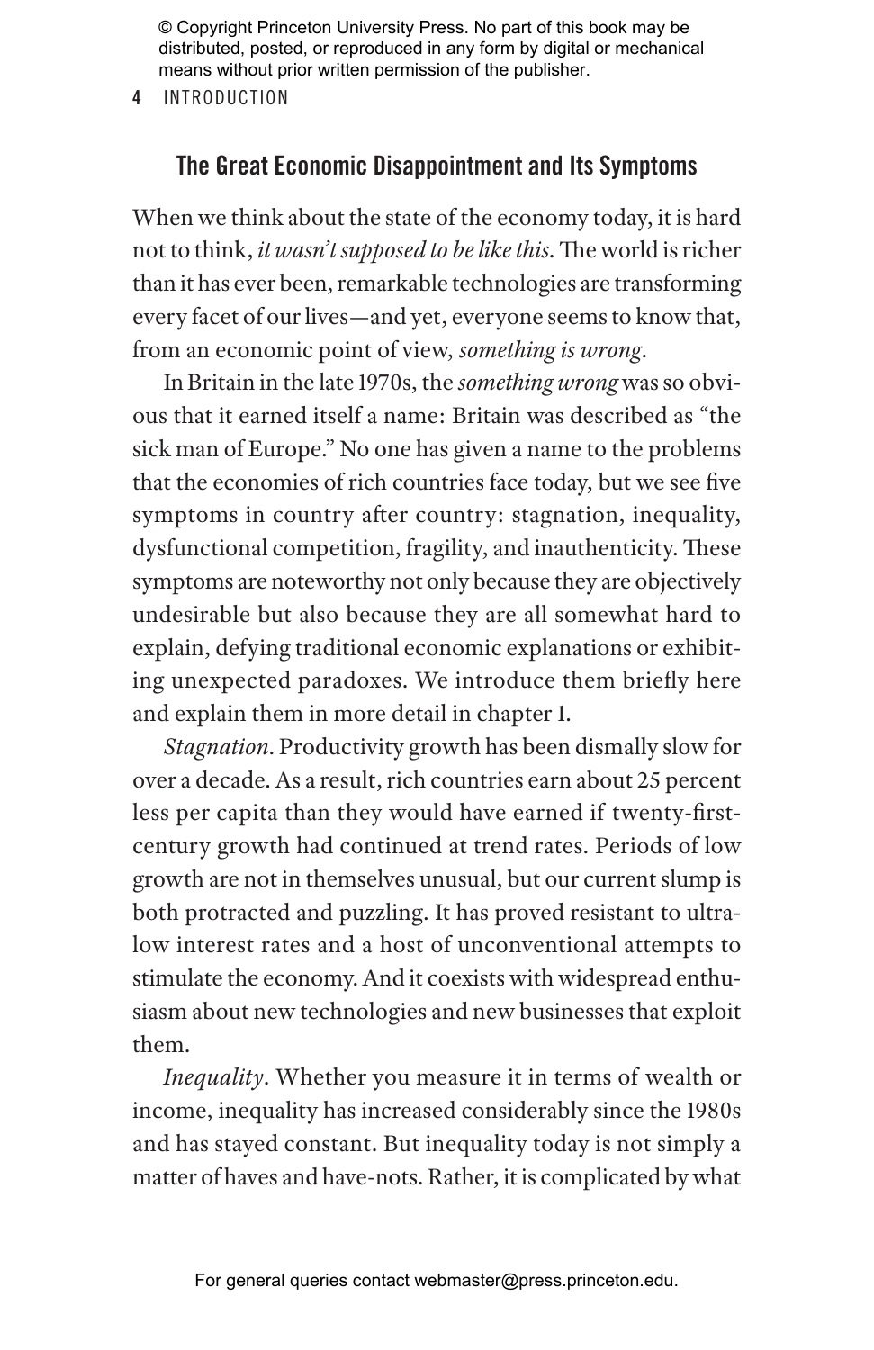## The Great Economic Disappointment and Its Symptoms

When we think about the state of the economy today, it is hard not to think, *it wasn't supposed to be like this*. The world is richer than it has ever been, remarkable technologies are transforming every facet of our lives—and yet, everyone seems to know that, from an economic point of view, *something is wrong*.

In Britain in the late 1970s, the *something wrong* was so obvious that it earned itself a name: Britain was described as "the sick man of Europe." No one has given a name to the problems that the economies of rich countries face today, but we see five symptoms in country after country: stagnation, inequality, dysfunctional competition, fragility, and inauthenticity. These symptoms are noteworthy not only because they are objectively undesirable but also because they are all somewhat hard to explain, defying traditional economic explanations or exhibiting unexpected paradoxes. We introduce them briefly here and explain them in more detail in chapter 1.

*Stagnation*. Productivity growth has been dismally slow for over a decade. As a result, rich countries earn about 25 percent less per capita than they would have earned if twenty-first-century growth had continued at trend rates. Periods of low growth are not in themselves unusual, but our current slump is both protracted and puzzling. It has proved resistant to ultra-low interest rates and a host of unconventional attempts to stimulate the economy. And it coexists with widespread enthusiasm about new technologies and new businesses that exploit them.

*Inequality*. Whether you measure it in terms of wealth or income, inequality has increased considerably since the 1980s and has stayed constant. But inequality today is not simply a matter of haves and have-nots. Rather, it is complicated by what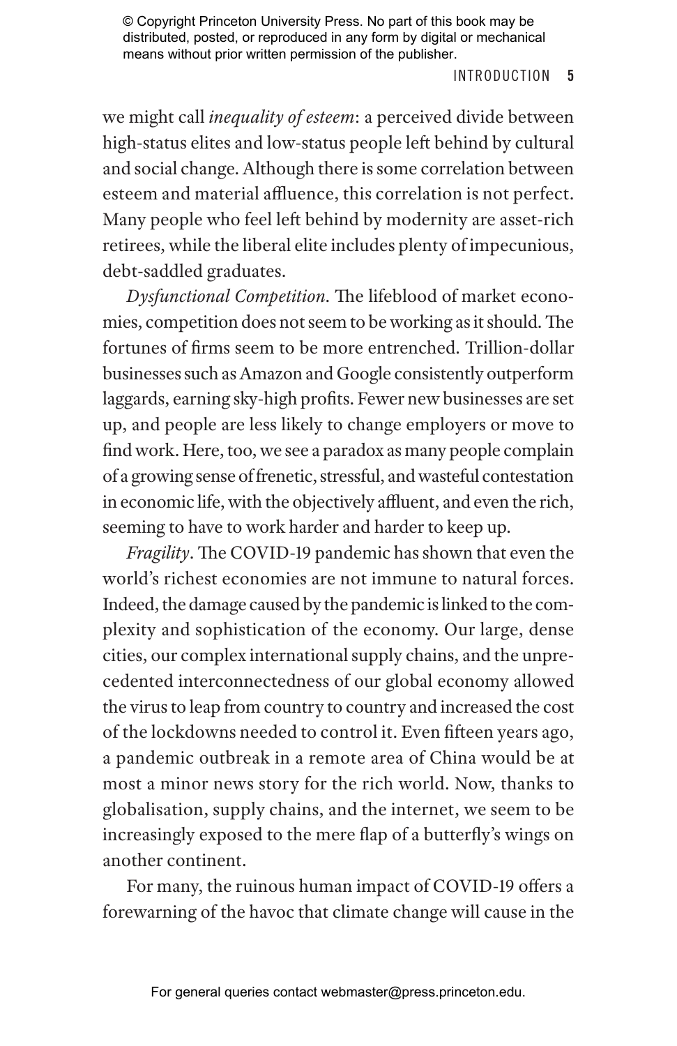we might call *inequality of esteem*: a perceived divide between high-status elites and low-status people left behind by cultural and social change. Although there is some correlation between esteem and material affluence, this correlation is not perfect. Many people who feel left behind by modernity are asset-rich retirees, while the liberal elite includes plenty of impecunious, debt-saddled graduates.

*Dysfunctional Competition*. The lifeblood of market economies, competition does not seem to be working as it should. The fortunes of firms seem to be more entrenched. Trillion-dollar businesses such as Amazon and Google consistently outperform laggards, earning sky-high profits. Fewer new businesses are set up, and people are less likely to change employers or move to find work. Here, too, we see a paradox as many people complain of a growing sense of frenetic, stressful, and wasteful contestation in economic life, with the objectively affluent, and even the rich, seeming to have to work harder and harder to keep up.

*Fragility*. The COVID-19 pandemic has shown that even the world's richest economies are not immune to natural forces. Indeed, the damage caused by the pandemic is linked to the complexity and sophistication of the economy. Our large, dense cities, our complex international supply chains, and the unprecedented interconnectedness of our global economy allowed the virus to leap from country to country and increased the cost of the lockdowns needed to control it. Even fifteen years ago, a pandemic outbreak in a remote area of China would be at most a minor news story for the rich world. Now, thanks to globalisation, supply chains, and the internet, we seem to be increasingly exposed to the mere flap of a butterfly's wings on another continent.

For many, the ruinous human impact of COVID-19 offers a forewarning of the havoc that climate change will cause in the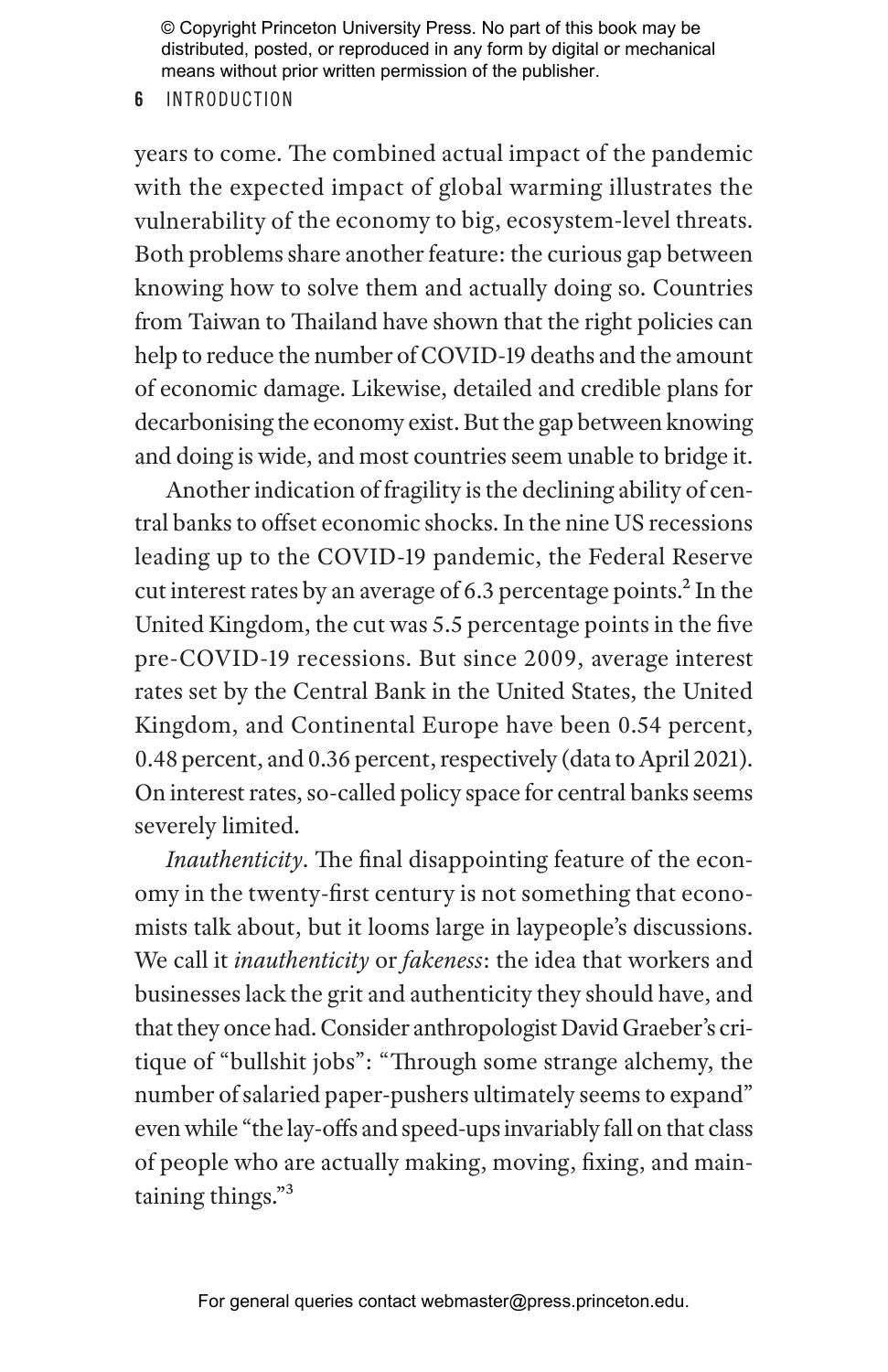years to come. The combined actual impact of the pandemic with the expected impact of global warming illustrates the vulnerability of the economy to big, ecosystem-level threats. Both problems share another feature: the curious gap between knowing how to solve them and actually doing so. Countries from Taiwan to Thailand have shown that the right policies can help to reduce the number of COVID-19 deaths and the amount of economic damage. Likewise, detailed and credible plans for decarbonising the economy exist. But the gap between knowing and doing is wide, and most countries seem unable to bridge it.

Another indication of fragility is the declining ability of central banks to offset economic shocks. In the nine US recessions leading up to the COVID-19 pandemic, the Federal Reserve cut interest rates by an average of 6.3 percentage points.[2] In the United Kingdom, the cut was 5.5 percentage points in the five pre-COVID-19 recessions. But since 2009, average interest rates set by the Central Bank in the United States, the United Kingdom, and Continental Europe have been 0.54 percent, 0.48 percent, and 0.36 percent, respectively (data to April 2021). On interest rates, so-called policy space for central banks seems severely limited.

*Inauthenticity*. The final disappointing feature of the economy in the twenty-first century is not something that economists talk about, but it looms large in laypeople's discussions. We call it *inauthenticity* or *fakeness*: the idea that workers and businesses lack the grit and authenticity they should have, and that they once had. Consider anthropologist David Graeber's critique of "bullshit jobs": "Through some strange alchemy, the number of salaried paper-pushers ultimately seems to expand" even while "the lay-offs and speed-ups invariably fall on that class of people who are actually making, moving, fixing, and maintaining things."[3]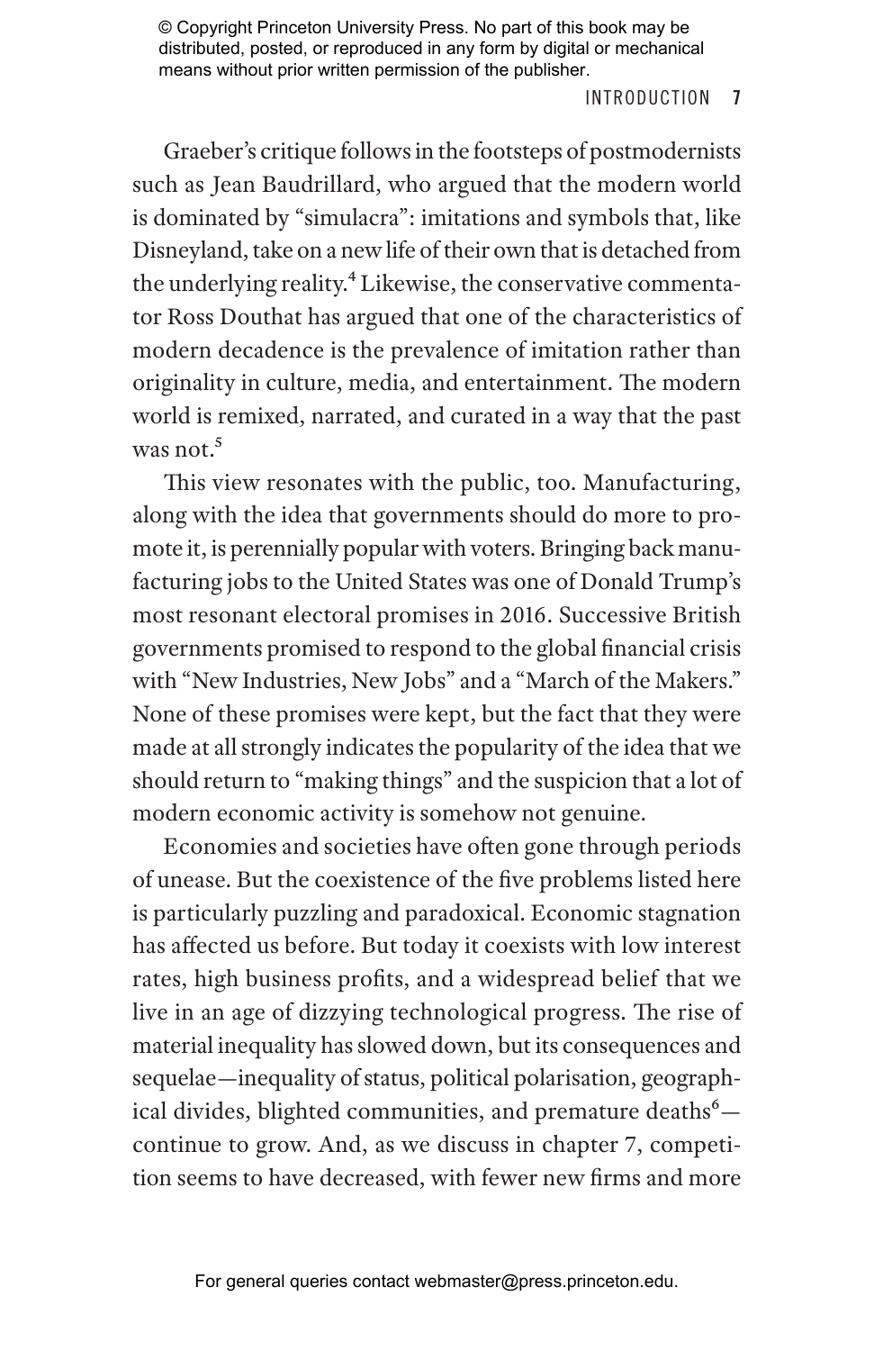Graeber's critique follows in the footsteps of postmodernists such as Jean Baudrillard, who argued that the modern world is dominated by "simulacra": imitations and symbols that, like Disneyland, take on a new life of their own that is detached from the underlying reality.[4] Likewise, the conservative commentator Ross Douthat has argued that one of the characteristics of modern decadence is the prevalence of imitation rather than originality in culture, media, and entertainment. The modern world is remixed, narrated, and curated in a way that the past was not.[5]

This view resonates with the public, too. Manufacturing, along with the idea that governments should do more to promote it, is perennially popular with voters. Bringing back manufacturing jobs to the United States was one of Donald Trump's most resonant electoral promises in 2016. Successive British governments promised to respond to the global financial crisis with "New Industries, New Jobs" and a "March of the Makers." None of these promises were kept, but the fact that they were made at all strongly indicates the popularity of the idea that we should return to "making things" and the suspicion that a lot of modern economic activity is somehow not genuine.

Economies and societies have often gone through periods of unease. But the coexistence of the five problems listed here is particularly puzzling and paradoxical. Economic stagnation has affected us before. But today it coexists with low interest rates, high business profits, and a widespread belief that we live in an age of dizzying technological progress. The rise of material inequality has slowed down, but its consequences and sequelae—inequality of status, political polarisation, geographical divides, blighted communities, and premature deaths[6]—continue to grow. And, as we discuss in chapter 7, competition seems to have decreased, with fewer new firms and more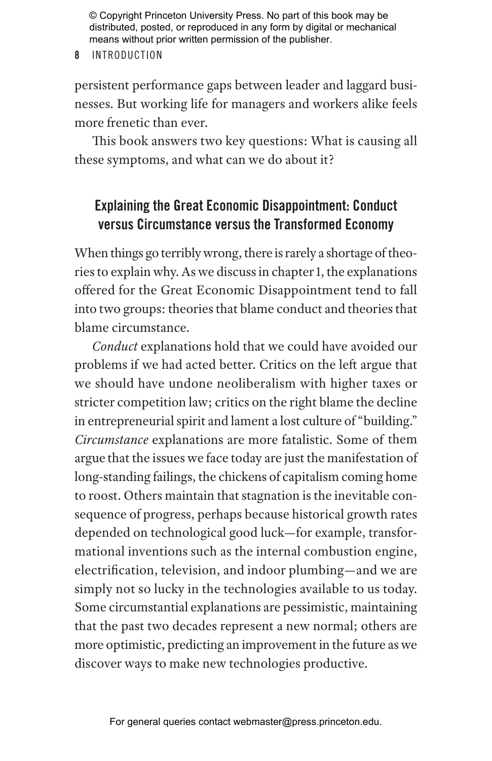persistent performance gaps between leader and laggard businesses. But working life for managers and workers alike feels more frenetic than ever.

This book answers two key questions: What is causing all these symptoms, and what can we do about it?

## Explaining the Great Economic Disappointment: Conduct versus Circumstance versus the Transformed Economy

When things go terribly wrong, there is rarely a shortage of theories to explain why. As we discuss in chapter 1, the explanations offered for the Great Economic Disappointment tend to fall into two groups: theories that blame conduct and theories that blame circumstance.

*Conduct* explanations hold that we could have avoided our problems if we had acted better. Critics on the left argue that we should have undone neoliberalism with higher taxes or stricter competition law; critics on the right blame the decline in entrepreneurial spirit and lament a lost culture of "building." *Circumstance* explanations are more fatalistic. Some of them argue that the issues we face today are just the manifestation of long-standing failings, the chickens of capitalism coming home to roost. Others maintain that stagnation is the inevitable consequence of progress, perhaps because historical growth rates depended on technological good luck—for example, transformational inventions such as the internal combustion engine, electrification, television, and indoor plumbing—and we are simply not so lucky in the technologies available to us today. Some circumstantial explanations are pessimistic, maintaining that the past two decades represent a new normal; others are more optimistic, predicting an improvement in the future as we discover ways to make new technologies productive.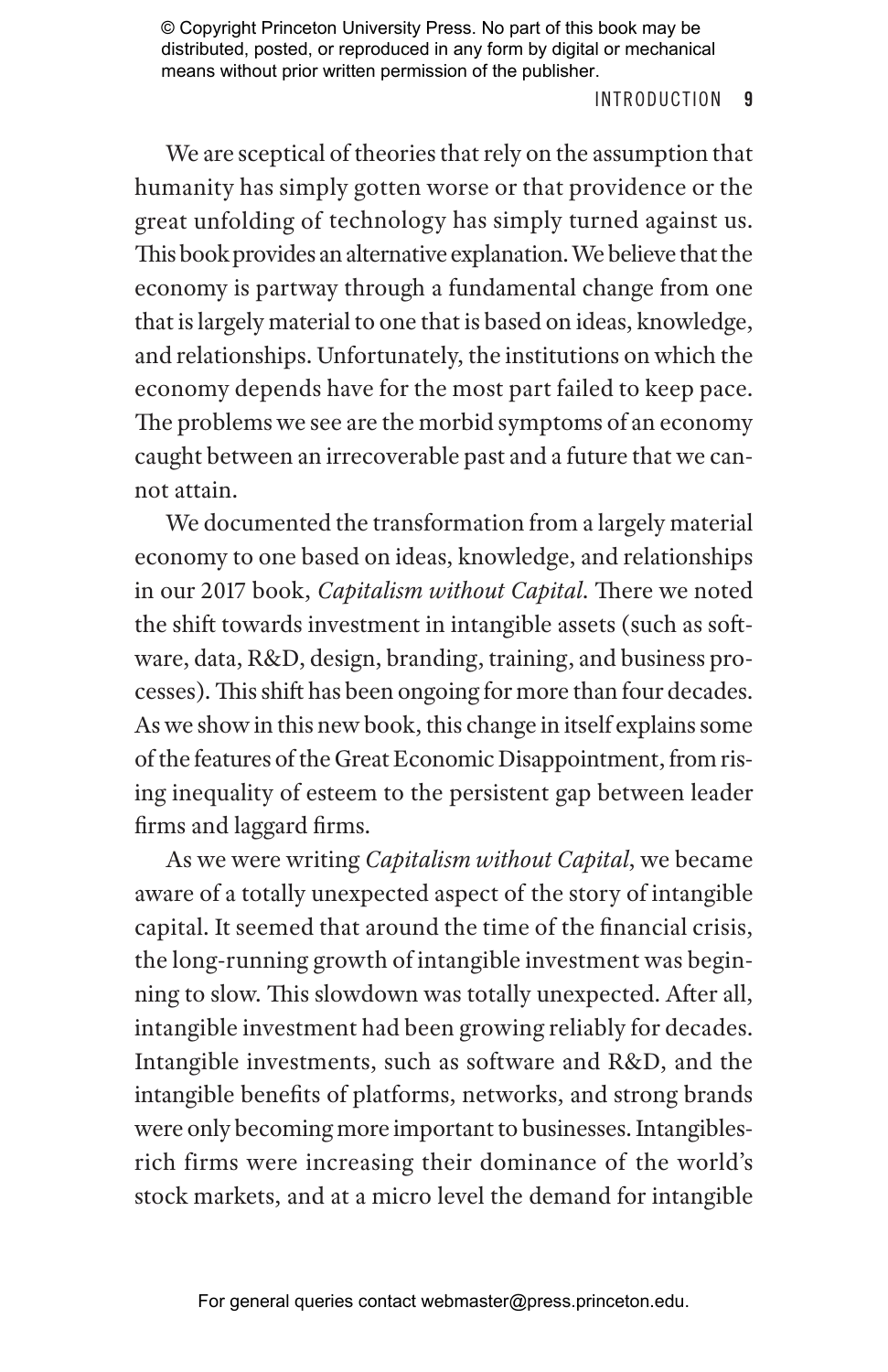We are sceptical of theories that rely on the assumption that humanity has simply gotten worse or that providence or the great unfolding of technology has simply turned against us. This book provides an alternative explanation. We believe that the economy is partway through a fundamental change from one that is largely material to one that is based on ideas, knowledge, and relationships. Unfortunately, the institutions on which the economy depends have for the most part failed to keep pace. The problems we see are the morbid symptoms of an economy caught between an irrecoverable past and a future that we cannot attain.

We documented the transformation from a largely material economy to one based on ideas, knowledge, and relationships in our 2017 book, *Capitalism without Capital*. There we noted the shift towards investment in intangible assets (such as software, data, R&D, design, branding, training, and business processes). This shift has been ongoing for more than four decades. As we show in this new book, this change in itself explains some of the features of the Great Economic Disappointment, from rising inequality of esteem to the persistent gap between leader firms and laggard firms.

As we were writing *Capitalism without Capital*, we became aware of a totally unexpected aspect of the story of intangible capital. It seemed that around the time of the financial crisis, the long-running growth of intangible investment was beginning to slow. This slowdown was totally unexpected. After all, intangible investment had been growing reliably for decades. Intangible investments, such as software and R&D, and the intangible benefits of platforms, networks, and strong brands were only becoming more important to businesses. Intangibles-rich firms were increasing their dominance of the world's stock markets, and at a micro level the demand for intangible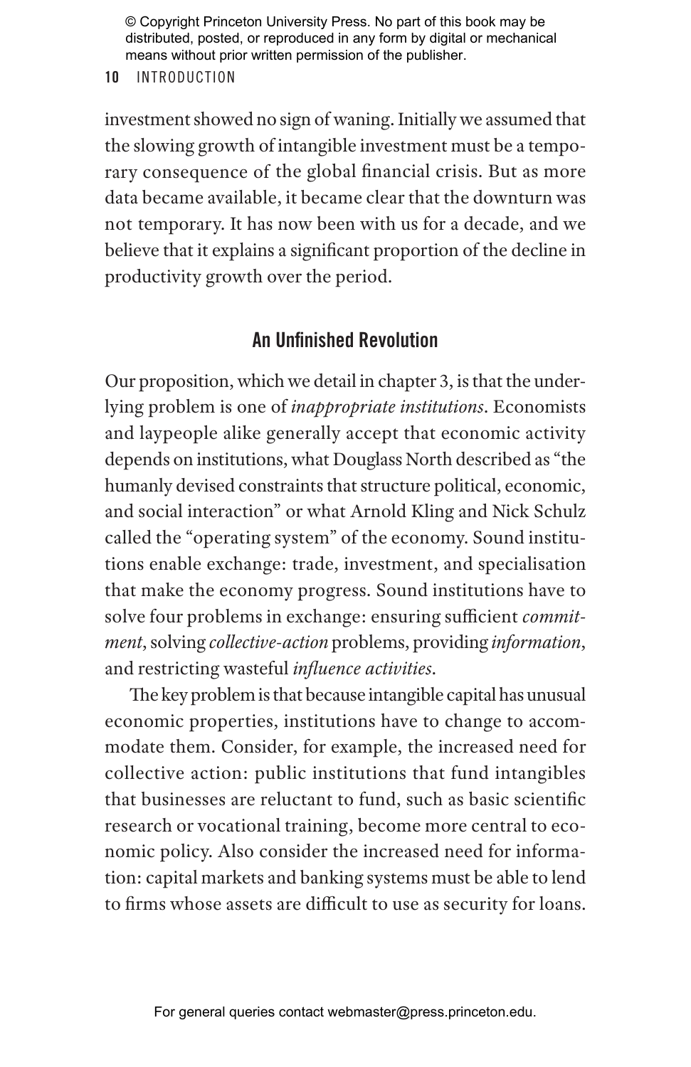investment showed no sign of waning. Initially we assumed that the slowing growth of intangible investment must be a temporary consequence of the global financial crisis. But as more data became available, it became clear that the downturn was not temporary. It has now been with us for a decade, and we believe that it explains a significant proportion of the decline in productivity growth over the period.

## An Unfinished Revolution

Our proposition, which we detail in chapter 3, is that the underlying problem is one of *inappropriate institutions*. Economists and laypeople alike generally accept that economic activity depends on institutions, what Douglass North described as "the humanly devised constraints that structure political, economic, and social interaction" or what Arnold Kling and Nick Schulz called the "operating system" of the economy. Sound institutions enable exchange: trade, investment, and specialisation that make the economy progress. Sound institutions have to solve four problems in exchange: ensuring sufficient *commitment*, solving *collective-action* problems, providing *information*, and restricting wasteful *influence activities*.

The key problem is that because intangible capital has unusual economic properties, institutions have to change to accommodate them. Consider, for example, the increased need for collective action: public institutions that fund intangibles that businesses are reluctant to fund, such as basic scientific research or vocational training, become more central to economic policy. Also consider the increased need for information: capital markets and banking systems must be able to lend to firms whose assets are difficult to use as security for loans.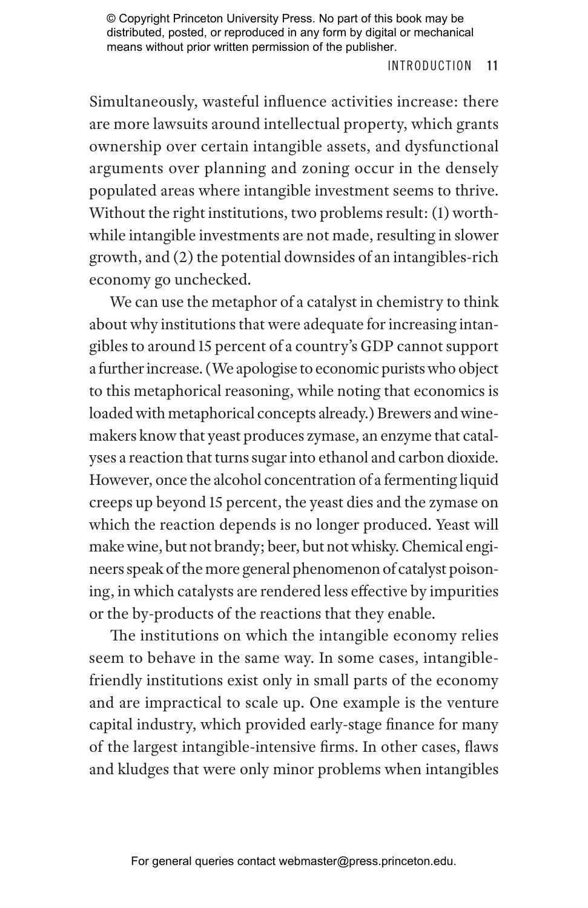Simultaneously, wasteful influence activities increase: there are more lawsuits around intellectual property, which grants ownership over certain intangible assets, and dysfunctional arguments over planning and zoning occur in the densely populated areas where intangible investment seems to thrive. Without the right institutions, two problems result: (1) worthwhile intangible investments are not made, resulting in slower growth, and (2) the potential downsides of an intangibles-rich economy go unchecked.

We can use the metaphor of a catalyst in chemistry to think about why institutions that were adequate for increasing intangibles to around 15 percent of a country's GDP cannot support a further increase. (We apologise to economic purists who object to this metaphorical reasoning, while noting that economics is loaded with metaphorical concepts already.) Brewers and winemakers know that yeast produces zymase, an enzyme that catalyses a reaction that turns sugar into ethanol and carbon dioxide. However, once the alcohol concentration of a fermenting liquid creeps up beyond 15 percent, the yeast dies and the zymase on which the reaction depends is no longer produced. Yeast will make wine, but not brandy; beer, but not whisky. Chemical engineers speak of the more general phenomenon of catalyst poisoning, in which catalysts are rendered less effective by impurities or the by-products of the reactions that they enable.

The institutions on which the intangible economy relies seem to behave in the same way. In some cases, intangible-friendly institutions exist only in small parts of the economy and are impractical to scale up. One example is the venture capital industry, which provided early-stage finance for many of the largest intangible-intensive firms. In other cases, flaws and kludges that were only minor problems when intangibles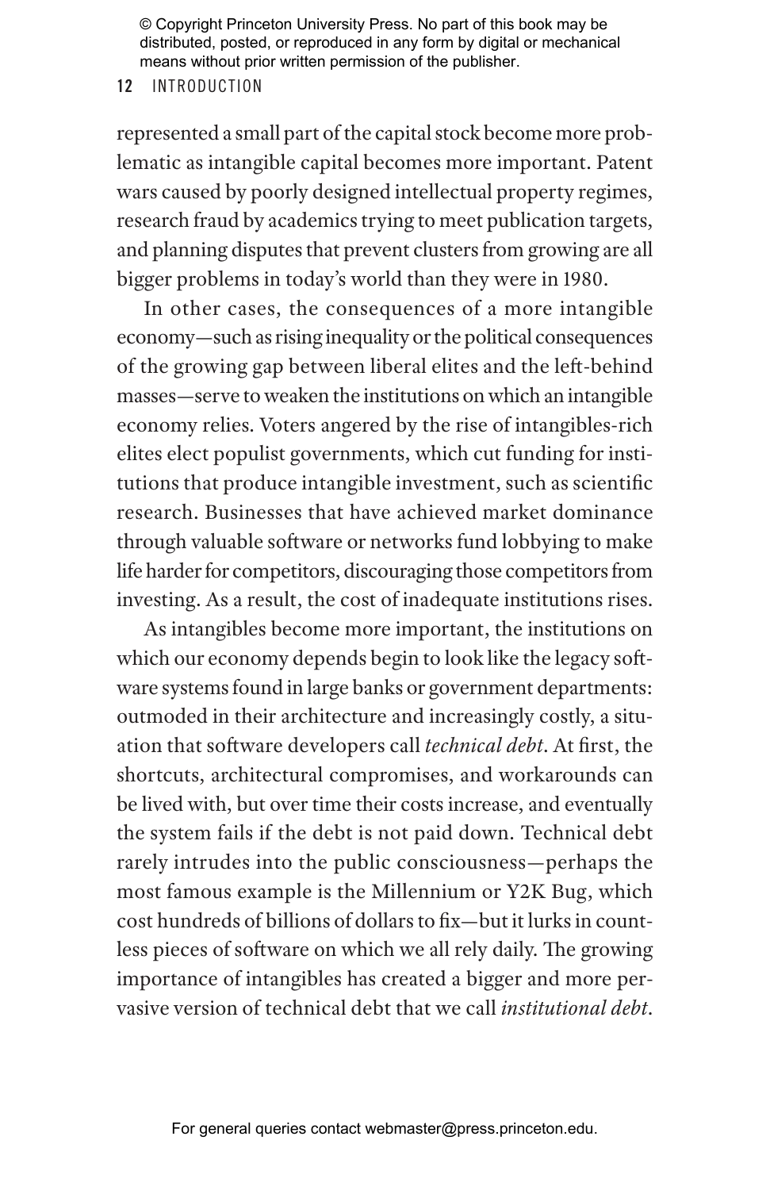represented a small part of the capital stock become more problematic as intangible capital becomes more important. Patent wars caused by poorly designed intellectual property regimes, research fraud by academics trying to meet publication targets, and planning disputes that prevent clusters from growing are all bigger problems in today's world than they were in 1980.

In other cases, the consequences of a more intangible economy—such as rising inequality or the political consequences of the growing gap between liberal elites and the left-behind masses—serve to weaken the institutions on which an intangible economy relies. Voters angered by the rise of intangibles-rich elites elect populist governments, which cut funding for institutions that produce intangible investment, such as scientific research. Businesses that have achieved market dominance through valuable software or networks fund lobbying to make life harder for competitors, discouraging those competitors from investing. As a result, the cost of inadequate institutions rises.

As intangibles become more important, the institutions on which our economy depends begin to look like the legacy software systems found in large banks or government departments: outmoded in their architecture and increasingly costly, a situation that software developers call *technical debt*. At first, the shortcuts, architectural compromises, and workarounds can be lived with, but over time their costs increase, and eventually the system fails if the debt is not paid down. Technical debt rarely intrudes into the public consciousness—perhaps the most famous example is the Millennium or Y2K Bug, which cost hundreds of billions of dollars to fix—but it lurks in countless pieces of software on which we all rely daily. The growing importance of intangibles has created a bigger and more pervasive version of technical debt that we call *institutional debt*.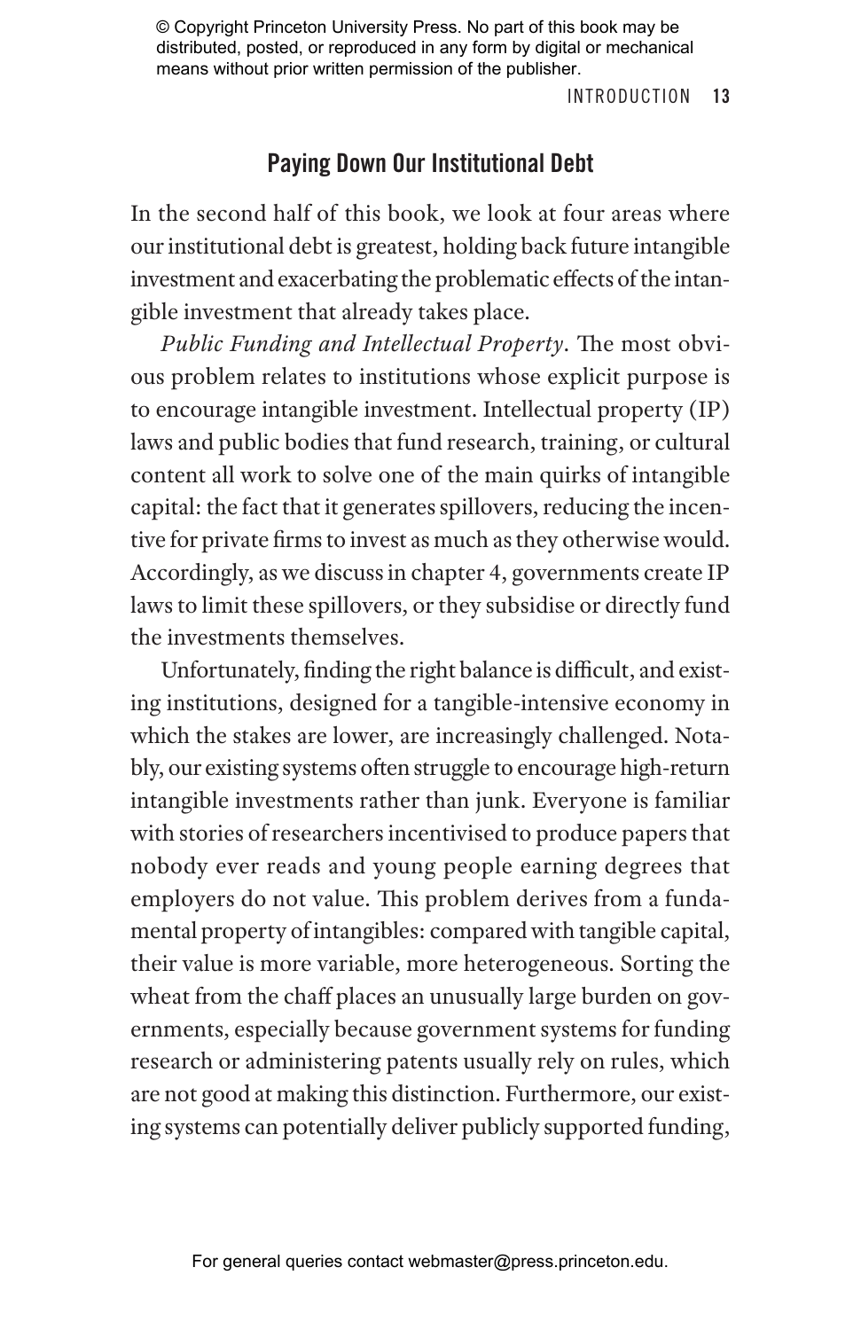## Paying Down Our Institutional Debt

In the second half of this book, we look at four areas where our institutional debt is greatest, holding back future intangible investment and exacerbating the problematic effects of the intangible investment that already takes place.

*Public Funding and Intellectual Property*. The most obvious problem relates to institutions whose explicit purpose is to encourage intangible investment. Intellectual property (IP) laws and public bodies that fund research, training, or cultural content all work to solve one of the main quirks of intangible capital: the fact that it generates spillovers, reducing the incentive for private firms to invest as much as they otherwise would. Accordingly, as we discuss in chapter 4, governments create IP laws to limit these spillovers, or they subsidise or directly fund the investments themselves.

Unfortunately, finding the right balance is difficult, and existing institutions, designed for a tangible-intensive economy in which the stakes are lower, are increasingly challenged. Notably, our existing systems often struggle to encourage high-return intangible investments rather than junk. Everyone is familiar with stories of researchers incentivised to produce papers that nobody ever reads and young people earning degrees that employers do not value. This problem derives from a fundamental property of intangibles: compared with tangible capital, their value is more variable, more heterogeneous. Sorting the wheat from the chaff places an unusually large burden on governments, especially because government systems for funding research or administering patents usually rely on rules, which are not good at making this distinction. Furthermore, our existing systems can potentially deliver publicly supported funding,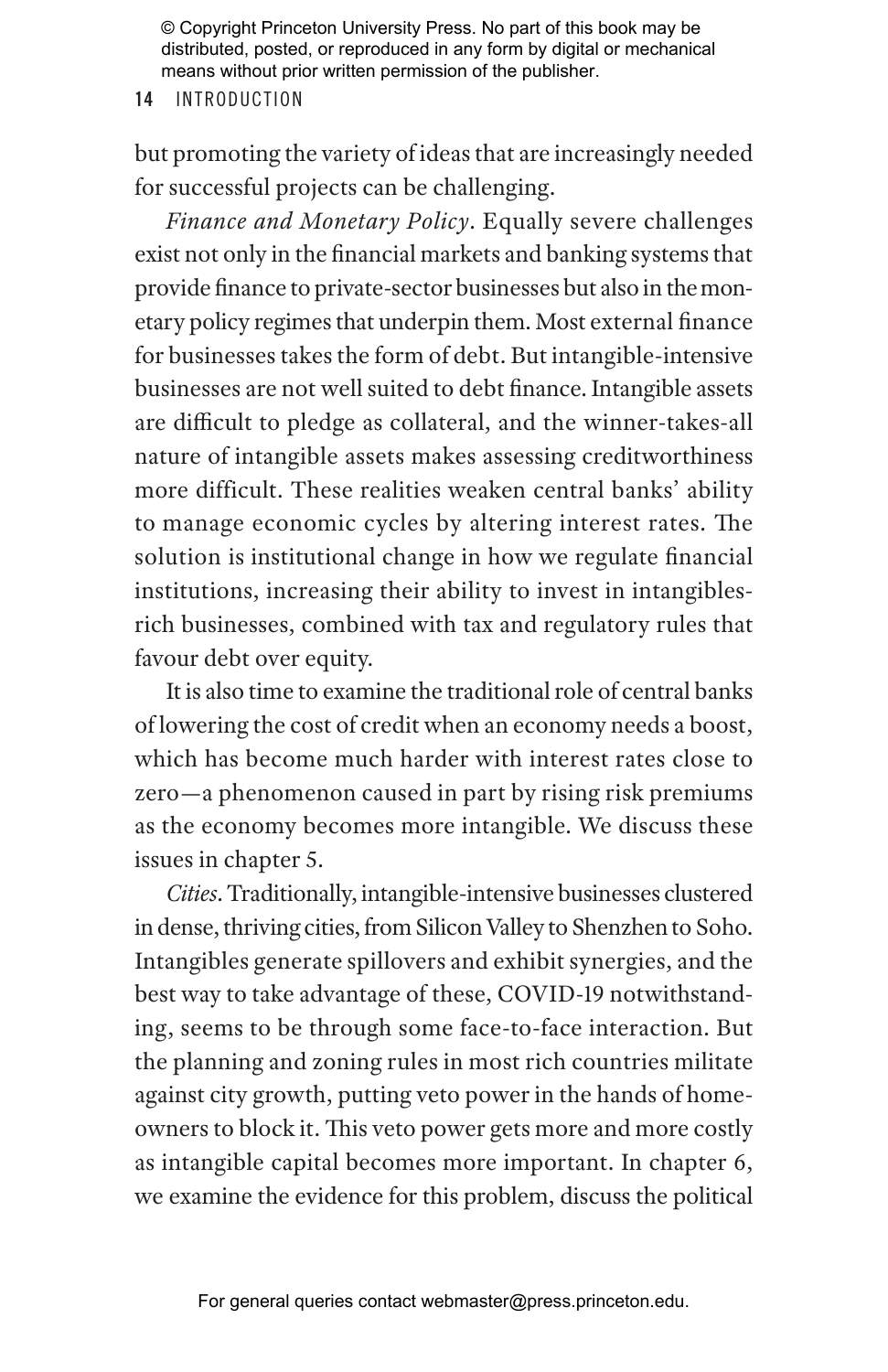but promoting the variety of ideas that are increasingly needed for successful projects can be challenging.

*Finance and Monetary Policy*. Equally severe challenges exist not only in the financial markets and banking systems that provide finance to private-sector businesses but also in the monetary policy regimes that underpin them. Most external finance for businesses takes the form of debt. But intangible-intensive businesses are not well suited to debt finance. Intangible assets are difficult to pledge as collateral, and the winner-takes-all nature of intangible assets makes assessing creditworthiness more difficult. These realities weaken central banks' ability to manage economic cycles by altering interest rates. The solution is institutional change in how we regulate financial institutions, increasing their ability to invest in intangibles-rich businesses, combined with tax and regulatory rules that favour debt over equity.

It is also time to examine the traditional role of central banks of lowering the cost of credit when an economy needs a boost, which has become much harder with interest rates close to zero—a phenomenon caused in part by rising risk premiums as the economy becomes more intangible. We discuss these issues in chapter 5.

*Cities*. Traditionally, intangible-intensive businesses clustered in dense, thriving cities, from Silicon Valley to Shenzhen to Soho. Intangibles generate spillovers and exhibit synergies, and the best way to take advantage of these, COVID-19 notwithstanding, seems to be through some face-to-face interaction. But the planning and zoning rules in most rich countries militate against city growth, putting veto power in the hands of homeowners to block it. This veto power gets more and more costly as intangible capital becomes more important. In chapter 6, we examine the evidence for this problem, discuss the political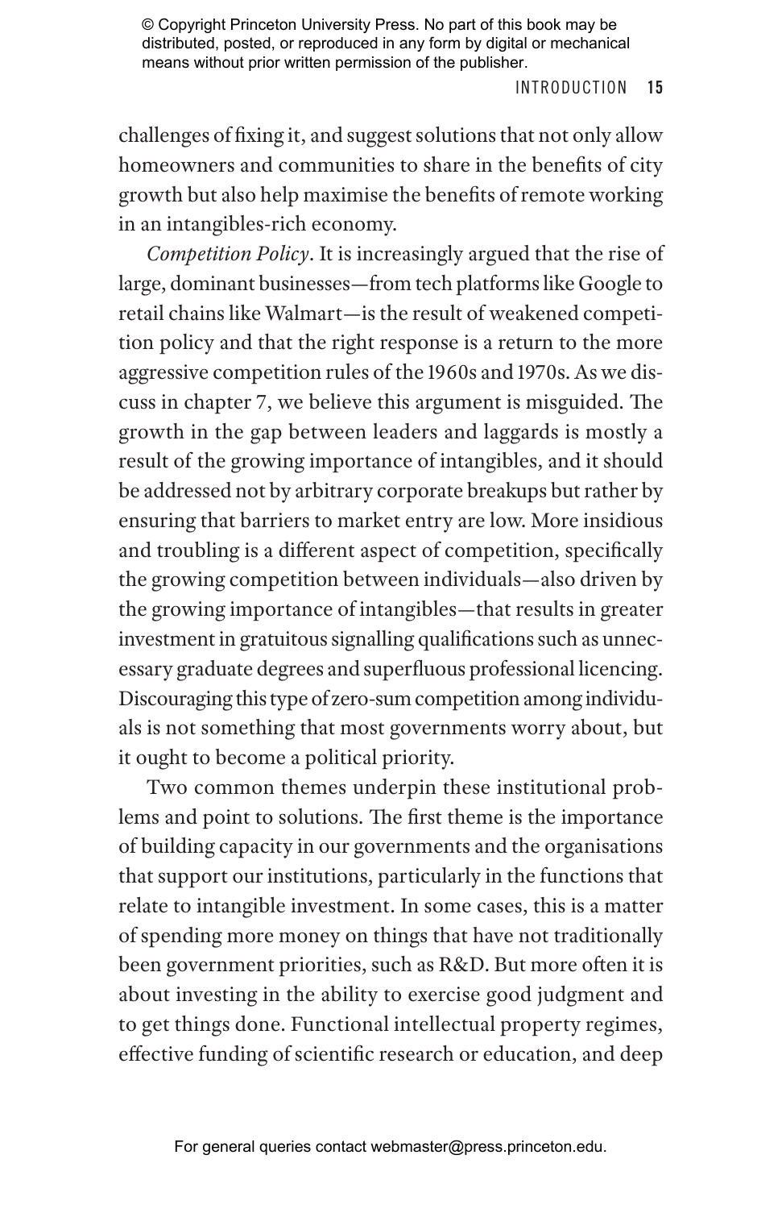challenges of fixing it, and suggest solutions that not only allow homeowners and communities to share in the benefits of city growth but also help maximise the benefits of remote working in an intangibles-rich economy.

*Competition Policy*. It is increasingly argued that the rise of large, dominant businesses—from tech platforms like Google to retail chains like Walmart—is the result of weakened competition policy and that the right response is a return to the more aggressive competition rules of the 1960s and 1970s. As we discuss in chapter 7, we believe this argument is misguided. The growth in the gap between leaders and laggards is mostly a result of the growing importance of intangibles, and it should be addressed not by arbitrary corporate breakups but rather by ensuring that barriers to market entry are low. More insidious and troubling is a different aspect of competition, specifically the growing competition between individuals—also driven by the growing importance of intangibles—that results in greater investment in gratuitous signalling qualifications such as unnecessary graduate degrees and superfluous professional licencing. Discouraging this type of zero-sum competition among individuals is not something that most governments worry about, but it ought to become a political priority.

Two common themes underpin these institutional problems and point to solutions. The first theme is the importance of building capacity in our governments and the organisations that support our institutions, particularly in the functions that relate to intangible investment. In some cases, this is a matter of spending more money on things that have not traditionally been government priorities, such as R&D. But more often it is about investing in the ability to exercise good judgment and to get things done. Functional intellectual property regimes, effective funding of scientific research or education, and deep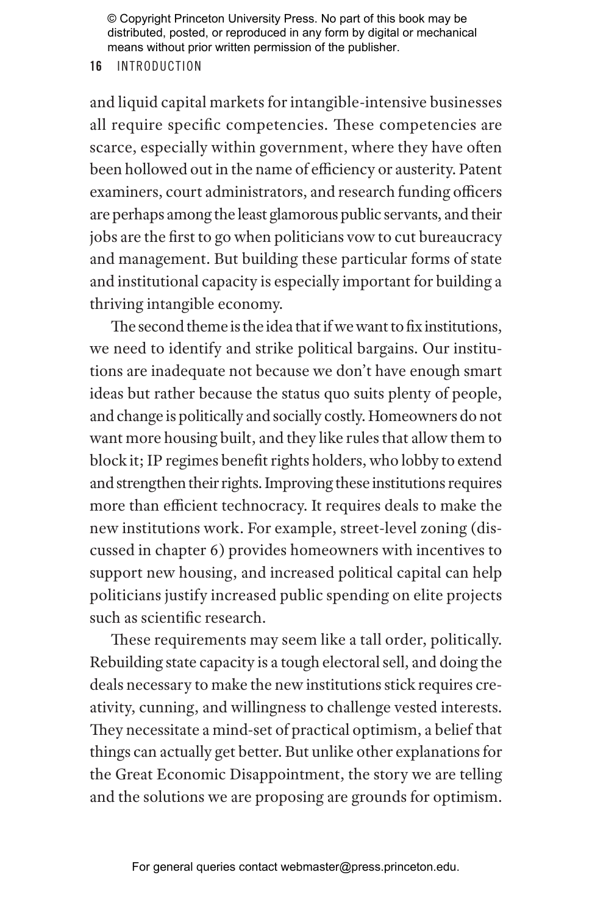and liquid capital markets for intangible-intensive businesses all require specific competencies. These competencies are scarce, especially within government, where they have often been hollowed out in the name of efficiency or austerity. Patent examiners, court administrators, and research funding officers are perhaps among the least glamorous public servants, and their jobs are the first to go when politicians vow to cut bureaucracy and management. But building these particular forms of state and institutional capacity is especially important for building a thriving intangible economy.

The second theme is the idea that if we want to fix institutions, we need to identify and strike political bargains. Our institutions are inadequate not because we don't have enough smart ideas but rather because the status quo suits plenty of people, and change is politically and socially costly. Homeowners do not want more housing built, and they like rules that allow them to block it; IP regimes benefit rights holders, who lobby to extend and strengthen their rights. Improving these institutions requires more than efficient technocracy. It requires deals to make the new institutions work. For example, street-level zoning (discussed in chapter 6) provides homeowners with incentives to support new housing, and increased political capital can help politicians justify increased public spending on elite projects such as scientific research.

These requirements may seem like a tall order, politically. Rebuilding state capacity is a tough electoral sell, and doing the deals necessary to make the new institutions stick requires creativity, cunning, and willingness to challenge vested interests. They necessitate a mind-set of practical optimism, a belief that things can actually get better. But unlike other explanations for the Great Economic Disappointment, the story we are telling and the solutions we are proposing are grounds for optimism.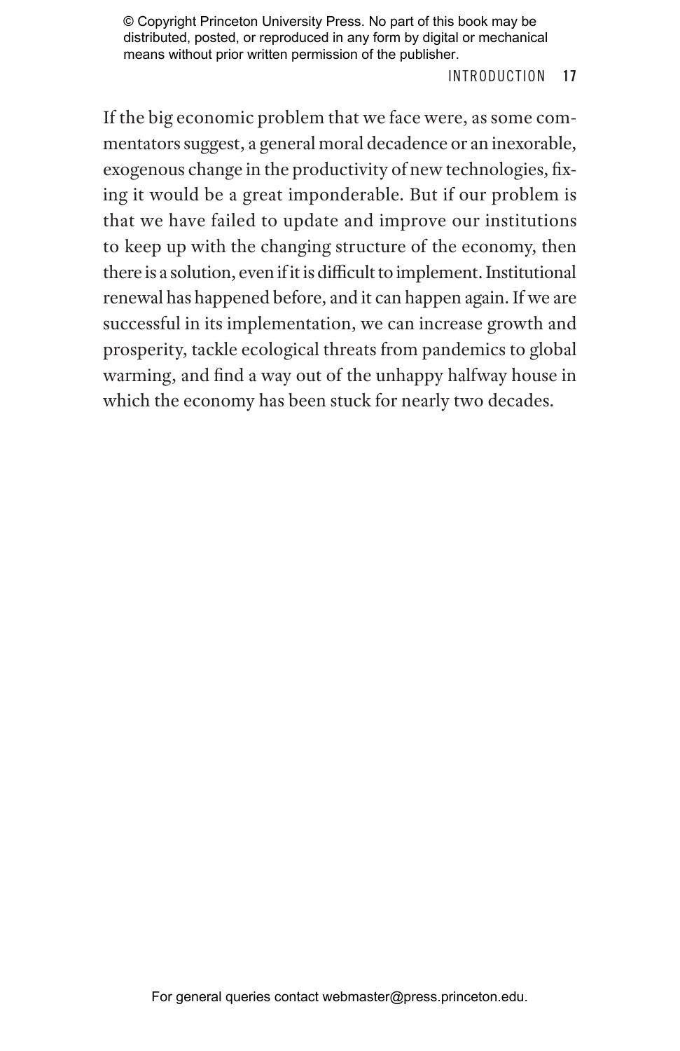If the big economic problem that we face were, as some commentators suggest, a general moral decadence or an inexorable, exogenous change in the productivity of new technologies, fixing it would be a great imponderable. But if our problem is that we have failed to update and improve our institutions to keep up with the changing structure of the economy, then there is a solution, even if it is difficult to implement. Institutional renewal has happened before, and it can happen again. If we are successful in its implementation, we can increase growth and prosperity, tackle ecological threats from pandemics to global warming, and find a way out of the unhappy halfway house in which the economy has been stuck for nearly two decades.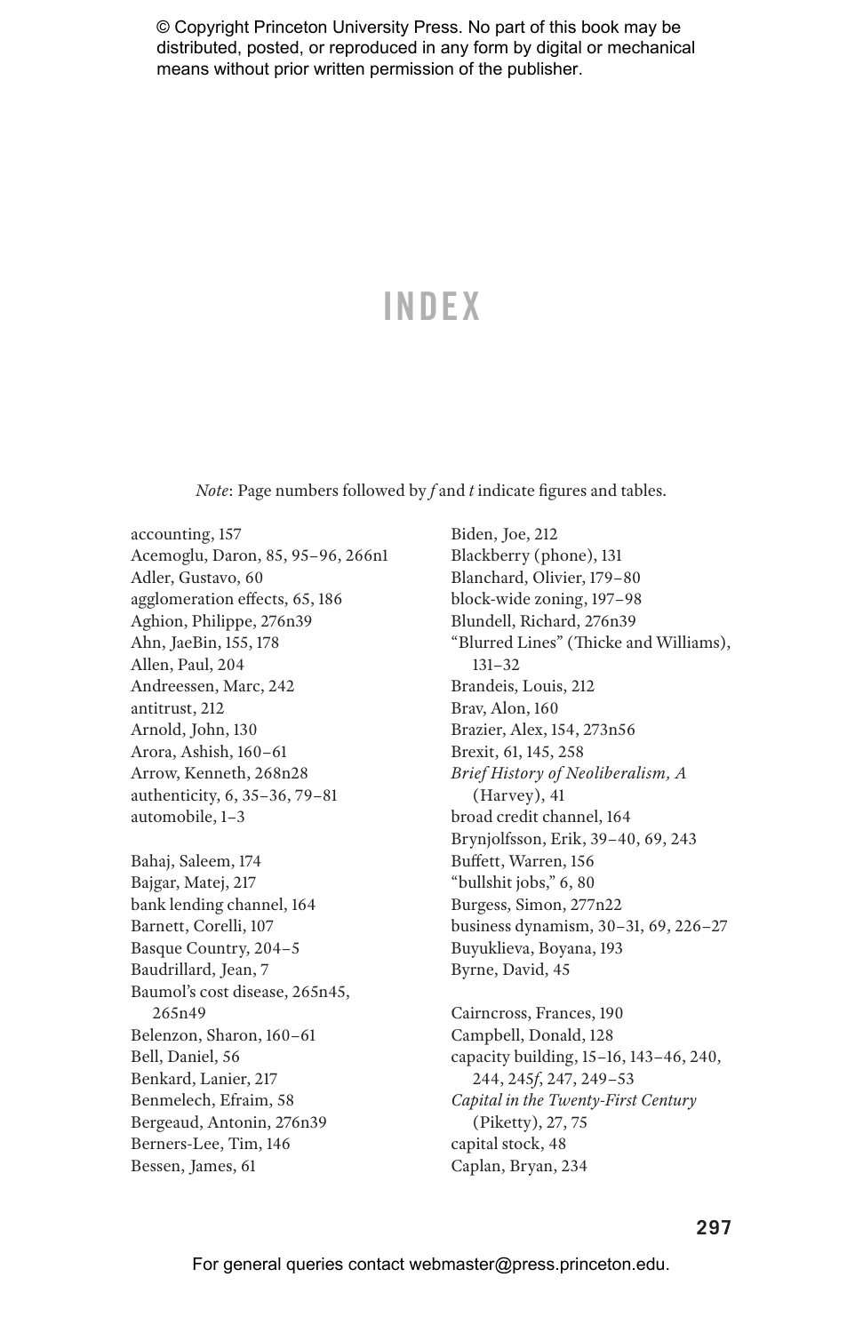# INDEX

*Note*: Page numbers followed by *f* and *t* indicate figures and tables.

accounting, 157
Acemoglu, Daron, 85, 95–96, 266n1
Adler, Gustavo, 60
agglomeration effects, 65, 186
Aghion, Philippe, 276n39
Ahn, JaeBin, 155, 178
Allen, Paul, 204
Andreessen, Marc, 242
antitrust, 212
Arnold, John, 130
Arora, Ashish, 160–61
Arrow, Kenneth, 268n28
authenticity, 6, 35–36, 79–81
automobile, 1–3

Bahaj, Saleem, 174
Bajgar, Matej, 217
bank lending channel, 164
Barnett, Corelli, 107
Basque Country, 204–5
Baudrillard, Jean, 7
Baumol's cost disease, 265n45, 265n49
Belenzon, Sharon, 160–61
Bell, Daniel, 56
Benkard, Lanier, 217
Benmelech, Efraim, 58
Bergeaud, Antonin, 276n39
Berners-Lee, Tim, 146
Bessen, James, 61

Biden, Joe, 212
Blackberry (phone), 131
Blanchard, Olivier, 179–80
block-wide zoning, 197–98
Blundell, Richard, 276n39
"Blurred Lines" (Thicke and Williams), 131–32
Brandeis, Louis, 212
Brav, Alon, 160
Brazier, Alex, 154, 273n56
Brexit, 61, 145, 258
*Brief History of Neoliberalism, A* (Harvey), 41
broad credit channel, 164
Brynjolfsson, Erik, 39–40, 69, 243
Buffett, Warren, 156
"bullshit jobs," 6, 80
Burgess, Simon, 277n22
business dynamism, 30–31, 69, 226–27
Buyuklieva, Boyana, 193
Byrne, David, 45

Cairncross, Frances, 190
Campbell, Donald, 128
capacity building, 15–16, 143–46, 240, 244, 245*f*, 247, 249–53
*Capital in the Twenty-First Century* (Piketty), 27, 75
capital stock, 48
Caplan, Bryan, 234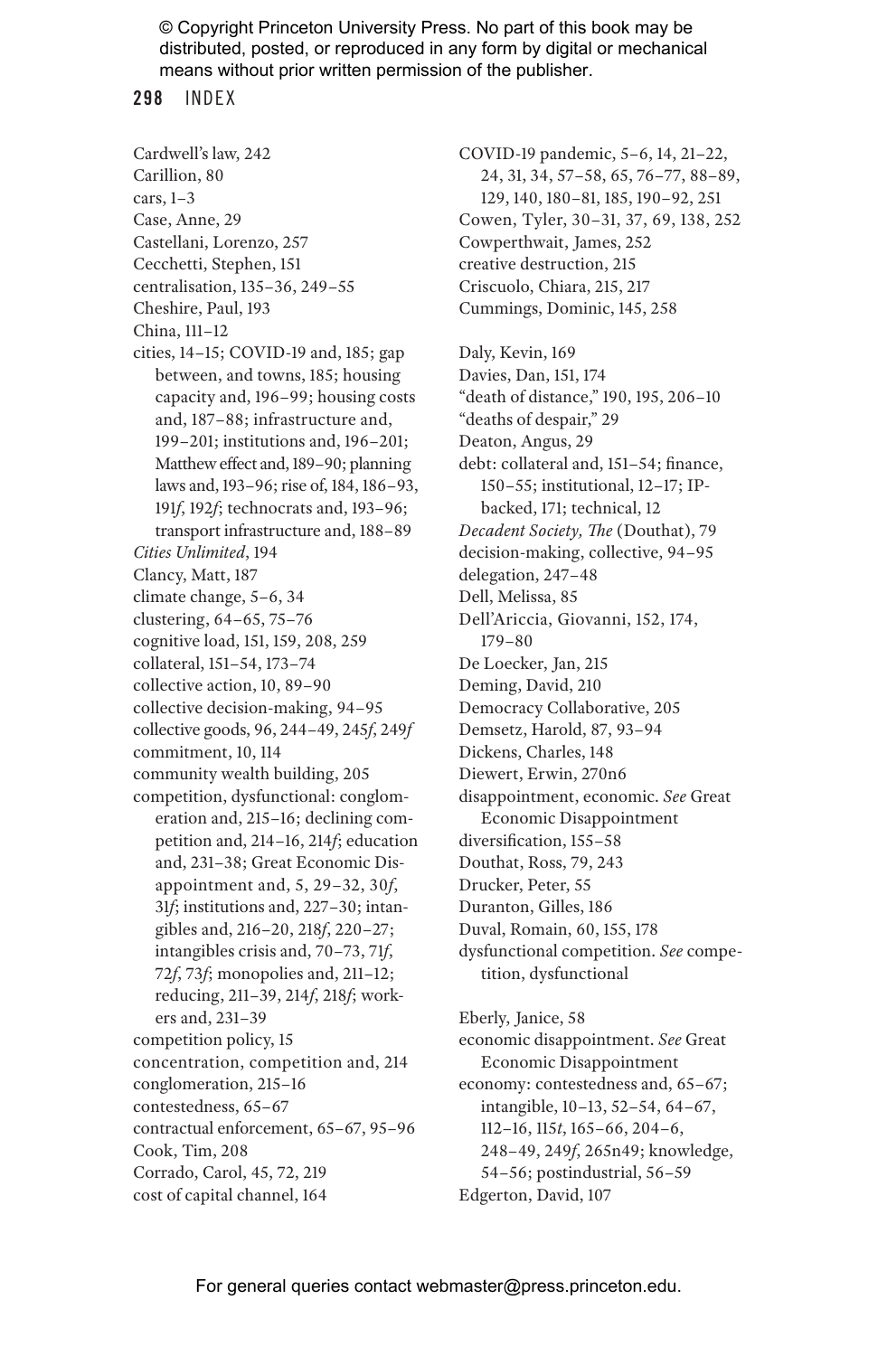Cardwell's law, 242
Carillion, 80
cars, 1–3
Case, Anne, 29
Castellani, Lorenzo, 257
Cecchetti, Stephen, 151
centralisation, 135–36, 249–55
Cheshire, Paul, 193
China, 111–12
cities, 14–15; COVID-19 and, 185; gap between, and towns, 185; housing capacity and, 196–99; housing costs and, 187–88; infrastructure and, 199–201; institutions and, 196–201; Matthew effect and, 189–90; planning laws and, 193–96; rise of, 184, 186–93, 191*f*, 192*f*; technocrats and, 193–96; transport infrastructure and, 188–89
*Cities Unlimited*, 194
Clancy, Matt, 187
climate change, 5–6, 34
clustering, 64–65, 75–76
cognitive load, 151, 159, 208, 259
collateral, 151–54, 173–74
collective action, 10, 89–90
collective decision-making, 94–95
collective goods, 96, 244–49, 245*f*, 249*f*
commitment, 10, 114
community wealth building, 205
competition, dysfunctional: conglomeration and, 215–16; declining competition and, 214–16, 214*f*; education and, 231–38; Great Economic Disappointment and, 5, 29–32, 30*f*, 31*f*; institutions and, 227–30; intangibles and, 216–20, 218*f*, 220–27; intangibles crisis and, 70–73, 71*f*, 72*f*, 73*f*; monopolies and, 211–12; reducing, 211–39, 214*f*, 218*f*; workers and, 231–39
competition policy, 15
concentration, competition and, 214
conglomeration, 215–16
contestedness, 65–67
contractual enforcement, 65–67, 95–96
Cook, Tim, 208
Corrado, Carol, 45, 72, 219
cost of capital channel, 164
COVID-19 pandemic, 5–6, 14, 21–22, 24, 31, 34, 57–58, 65, 76–77, 88–89, 129, 140, 180–81, 185, 190–92, 251
Cowen, Tyler, 30–31, 37, 69, 138, 252
Cowperthwait, James, 252
creative destruction, 215
Criscuolo, Chiara, 215, 217
Cummings, Dominic, 145, 258

Daly, Kevin, 169
Davies, Dan, 151, 174
"death of distance," 190, 195, 206–10
"deaths of despair," 29
Deaton, Angus, 29
debt: collateral and, 151–54; finance, 150–55; institutional, 12–17; IP-backed, 171; technical, 12
*Decadent Society, The* (Douthat), 79
decision-making, collective, 94–95
delegation, 247–48
Dell, Melissa, 85
Dell'Ariccia, Giovanni, 152, 174, 179–80
De Loecker, Jan, 215
Deming, David, 210
Democracy Collaborative, 205
Demsetz, Harold, 87, 93–94
Dickens, Charles, 148
Diewert, Erwin, 270n6
disappointment, economic. *See* Great Economic Disappointment
diversification, 155–58
Douthat, Ross, 79, 243
Drucker, Peter, 55
Duranton, Gilles, 186
Duval, Romain, 60, 155, 178
dysfunctional competition. *See* competition, dysfunctional

Eberly, Janice, 58
economic disappointment. *See* Great Economic Disappointment
economy: contestedness and, 65–67; intangible, 10–13, 52–54, 64–67, 112–16, 115*t*, 165–66, 204–6, 248–49, 249*f*, 265n49; knowledge, 54–56; postindustrial, 56–59
Edgerton, David, 107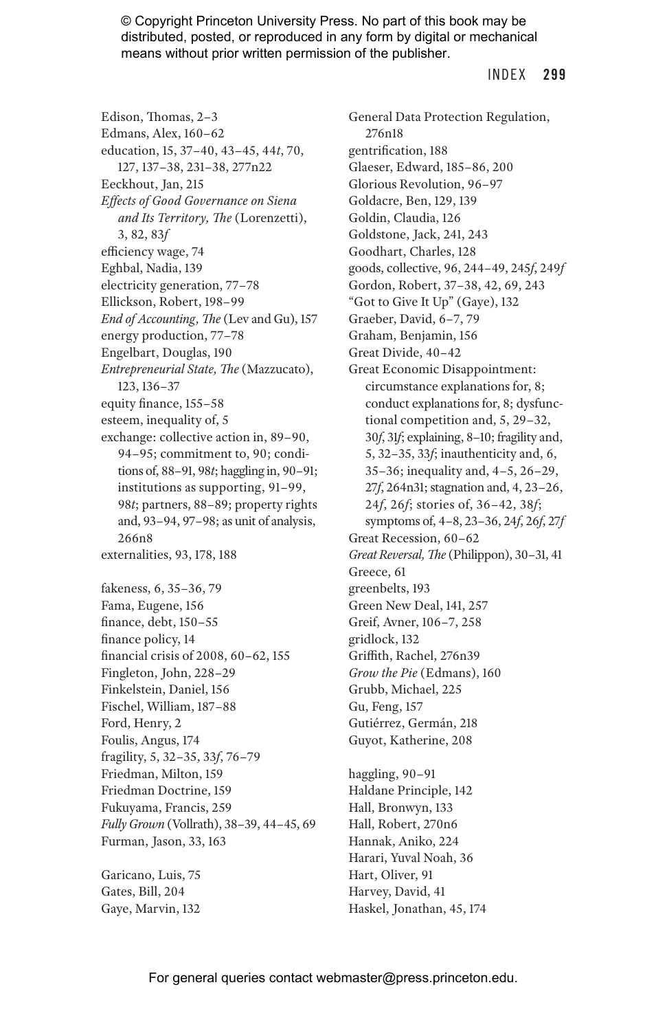Edison, Thomas, 2–3
Edmans, Alex, 160–62
education, 15, 37–40, 43–45, 44*t*, 70, 127, 137–38, 231–38, 277n22
Eeckhout, Jan, 215
*Effects of Good Governance on Siena and Its Territory, The* (Lorenzetti), 3, 82, 83*f*
efficiency wage, 74
Eghbal, Nadia, 139
electricity generation, 77–78
Ellickson, Robert, 198–99
*End of Accounting, The* (Lev and Gu), 157
energy production, 77–78
Engelbart, Douglas, 190
*Entrepreneurial State, The* (Mazzucato), 123, 136–37
equity finance, 155–58
esteem, inequality of, 5
exchange: collective action in, 89–90, 94–95; commitment to, 90; conditions of, 88–91, 98*t*; haggling in, 90–91; institutions as supporting, 91–99, 98*t*; partners, 88–89; property rights and, 93–94, 97–98; as unit of analysis, 266n8
externalities, 93, 178, 188

fakeness, 6, 35–36, 79
Fama, Eugene, 156
finance, debt, 150–55
finance policy, 14
financial crisis of 2008, 60–62, 155
Fingleton, John, 228–29
Finkelstein, Daniel, 156
Fischel, William, 187–88
Ford, Henry, 2
Foulis, Angus, 174
fragility, 5, 32–35, 33*f*, 76–79
Friedman, Milton, 159
Friedman Doctrine, 159
Fukuyama, Francis, 259
*Fully Grown* (Vollrath), 38–39, 44–45, 69
Furman, Jason, 33, 163

Garicano, Luis, 75
Gates, Bill, 204
Gaye, Marvin, 132
General Data Protection Regulation, 276n18
gentrification, 188
Glaeser, Edward, 185–86, 200
Glorious Revolution, 96–97
Goldacre, Ben, 129, 139
Goldin, Claudia, 126
Goldstone, Jack, 241, 243
Goodhart, Charles, 128
goods, collective, 96, 244–49, 245*f*, 249*f*
Gordon, Robert, 37–38, 42, 69, 243
"Got to Give It Up" (Gaye), 132
Graeber, David, 6–7, 79
Graham, Benjamin, 156
Great Divide, 40–42
Great Economic Disappointment: circumstance explanations for, 8; conduct explanations for, 8; dysfunctional competition and, 5, 29–32, 30*f*, 31*f*; explaining, 8–10; fragility and, 5, 32–35, 33*f*; inauthenticity and, 6, 35–36; inequality and, 4–5, 26–29, 27*f*, 264n31; stagnation and, 4, 23–26, 24*f*, 26*f*; stories of, 36–42, 38*f*; symptoms of, 4–8, 23–36, 24*f*, 26*f*, 27*f*
Great Recession, 60–62
*Great Reversal, The* (Philippon), 30–31, 41
Greece, 61
greenbelts, 193
Green New Deal, 141, 257
Greif, Avner, 106–7, 258
gridlock, 132
Griffith, Rachel, 276n39
*Grow the Pie* (Edmans), 160
Grubb, Michael, 225
Gu, Feng, 157
Gutiérrez, Germán, 218
Guyot, Katherine, 208

haggling, 90–91
Haldane Principle, 142
Hall, Bronwyn, 133
Hall, Robert, 270n6
Hannak, Aniko, 224
Harari, Yuval Noah, 36
Hart, Oliver, 91
Harvey, David, 41
Haskel, Jonathan, 45, 174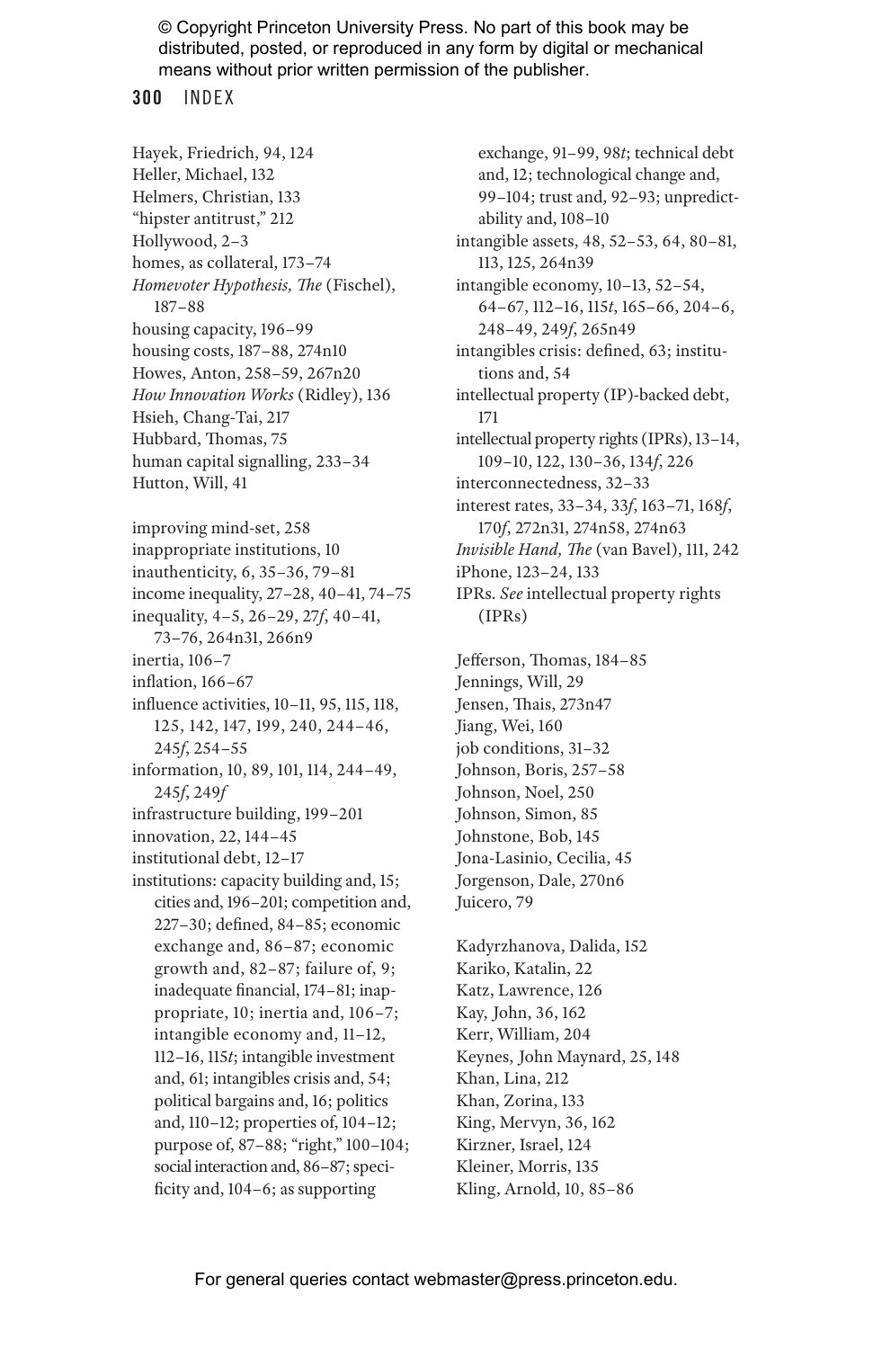Hayek, Friedrich, 94, 124
Heller, Michael, 132
Helmers, Christian, 133
"hipster antitrust," 212
Hollywood, 2–3
homes, as collateral, 173–74
*Homevoter Hypothesis, The* (Fischel), 187–88
housing capacity, 196–99
housing costs, 187–88, 274n10
Howes, Anton, 258–59, 267n20
*How Innovation Works* (Ridley), 136
Hsieh, Chang-Tai, 217
Hubbard, Thomas, 75
human capital signalling, 233–34
Hutton, Will, 41

improving mind-set, 258
inappropriate institutions, 10
inauthenticity, 6, 35–36, 79–81
income inequality, 27–28, 40–41, 74–75
inequality, 4–5, 26–29, 27*f*, 40–41, 73–76, 264n31, 266n9
inertia, 106–7
inflation, 166–67
influence activities, 10–11, 95, 115, 118, 125, 142, 147, 199, 240, 244–46, 245*f*, 254–55
information, 10, 89, 101, 114, 244–49, 245*f*, 249*f*
infrastructure building, 199–201
innovation, 22, 144–45
institutional debt, 12–17
institutions: capacity building and, 15; cities and, 196–201; competition and, 227–30; defined, 84–85; economic exchange and, 86–87; economic growth and, 82–87; failure of, 9; inadequate financial, 174–81; inappropriate, 10; inertia and, 106–7; intangible economy and, 11–12, 112–16, 115*t*; intangible investment and, 61; intangibles crisis and, 54; political bargains and, 16; politics and, 110–12; properties of, 104–12; purpose of, 87–88; "right," 100–104; social interaction and, 86–87; specificity and, 104–6; as supporting exchange, 91–99, 98*t*; technical debt and, 12; technological change and, 99–104; trust and, 92–93; unpredictability and, 108–10
intangible assets, 48, 52–53, 64, 80–81, 113, 125, 264n39
intangible economy, 10–13, 52–54, 64–67, 112–16, 115*t*, 165–66, 204–6, 248–49, 249*f*, 265n49
intangibles crisis: defined, 63; institutions and, 54
intellectual property (IP)-backed debt, 171
intellectual property rights (IPRs), 13–14, 109–10, 122, 130–36, 134*f*, 226
interconnectedness, 32–33
interest rates, 33–34, 33*f*, 163–71, 168*f*, 170*f*, 272n31, 274n58, 274n63
*Invisible Hand, The* (van Bavel), 111, 242
iPhone, 123–24, 133
IPRs. *See* intellectual property rights (IPRs)

Jefferson, Thomas, 184–85
Jennings, Will, 29
Jensen, Thais, 273n47
Jiang, Wei, 160
job conditions, 31–32
Johnson, Boris, 257–58
Johnson, Noel, 250
Johnson, Simon, 85
Johnstone, Bob, 145
Jona-Lasinio, Cecilia, 45
Jorgenson, Dale, 270n6
Juicero, 79

Kadyrzhanova, Dalida, 152
Kariko, Katalin, 22
Katz, Lawrence, 126
Kay, John, 36, 162
Kerr, William, 204
Keynes, John Maynard, 25, 148
Khan, Lina, 212
Khan, Zorina, 133
King, Mervyn, 36, 162
Kirzner, Israel, 124
Kleiner, Morris, 135
Kling, Arnold, 10, 85–86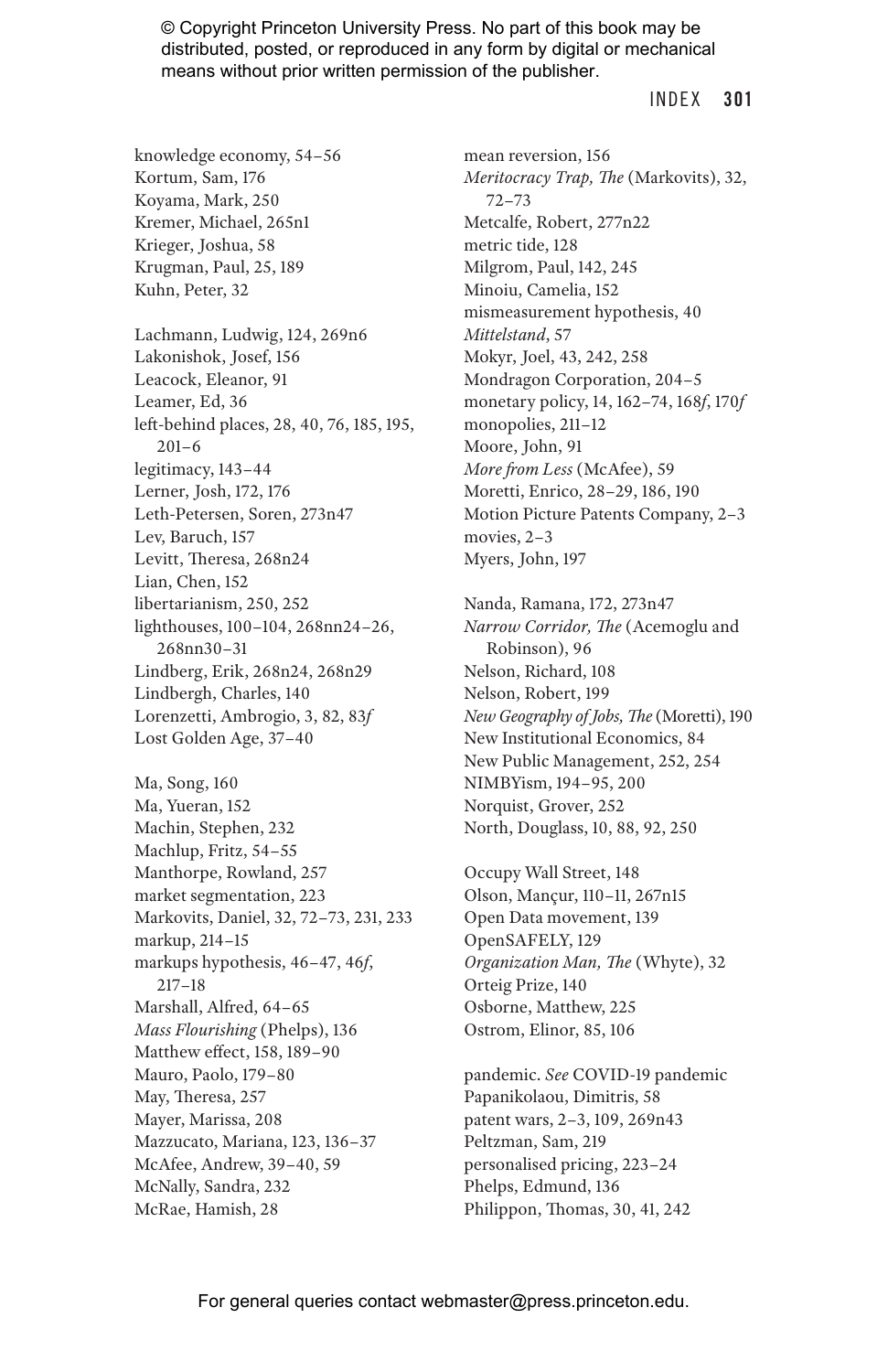knowledge economy, 54–56
Kortum, Sam, 176
Koyama, Mark, 250
Kremer, Michael, 265n1
Krieger, Joshua, 58
Krugman, Paul, 25, 189
Kuhn, Peter, 32

Lachmann, Ludwig, 124, 269n6
Lakonishok, Josef, 156
Leacock, Eleanor, 91
Leamer, Ed, 36
left-behind places, 28, 40, 76, 185, 195, 201–6
legitimacy, 143–44
Lerner, Josh, 172, 176
Leth-Petersen, Soren, 273n47
Lev, Baruch, 157
Levitt, Theresa, 268n24
Lian, Chen, 152
libertarianism, 250, 252
lighthouses, 100–104, 268nn24–26, 268nn30–31
Lindberg, Erik, 268n24, 268n29
Lindbergh, Charles, 140
Lorenzetti, Ambrogio, 3, 82, 83*f*
Lost Golden Age, 37–40

Ma, Song, 160
Ma, Yueran, 152
Machin, Stephen, 232
Machlup, Fritz, 54–55
Manthorpe, Rowland, 257
market segmentation, 223
Markovits, Daniel, 32, 72–73, 231, 233
markup, 214–15
markups hypothesis, 46–47, 46*f*, 217–18
Marshall, Alfred, 64–65
*Mass Flourishing* (Phelps), 136
Matthew effect, 158, 189–90
Mauro, Paolo, 179–80
May, Theresa, 257
Mayer, Marissa, 208
Mazzucato, Mariana, 123, 136–37
McAfee, Andrew, 39–40, 59
McNally, Sandra, 232
McRae, Hamish, 28

mean reversion, 156
*Meritocracy Trap, The* (Markovits), 32, 72–73
Metcalfe, Robert, 277n22
metric tide, 128
Milgrom, Paul, 142, 245
Minoiu, Camelia, 152
mismeasurement hypothesis, 40
*Mittelstand*, 57
Mokyr, Joel, 43, 242, 258
Mondragon Corporation, 204–5
monetary policy, 14, 162–74, 168*f*, 170*f*
monopolies, 211–12
Moore, John, 91
*More from Less* (McAfee), 59
Moretti, Enrico, 28–29, 186, 190
Motion Picture Patents Company, 2–3
movies, 2–3
Myers, John, 197

Nanda, Ramana, 172, 273n47
*Narrow Corridor, The* (Acemoglu and Robinson), 96
Nelson, Richard, 108
Nelson, Robert, 199
*New Geography of Jobs, The* (Moretti), 190
New Institutional Economics, 84
New Public Management, 252, 254
NIMBYism, 194–95, 200
Norquist, Grover, 252
North, Douglass, 10, 88, 92, 250

Occupy Wall Street, 148
Olson, Mançur, 110–11, 267n15
Open Data movement, 139
OpenSAFELY, 129
*Organization Man, The* (Whyte), 32
Orteig Prize, 140
Osborne, Matthew, 225
Ostrom, Elinor, 85, 106

pandemic. *See* COVID-19 pandemic
Papanikolaou, Dimitris, 58
patent wars, 2–3, 109, 269n43
Peltzman, Sam, 219
personalised pricing, 223–24
Phelps, Edmund, 136
Philippon, Thomas, 30, 41, 242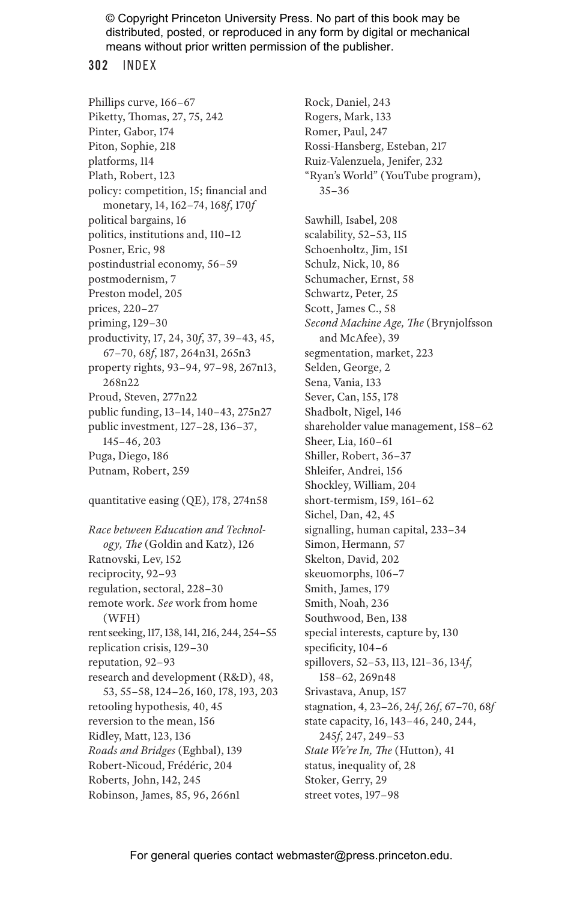Phillips curve, 166–67
Piketty, Thomas, 27, 75, 242
Pinter, Gabor, 174
Piton, Sophie, 218
platforms, 114
Plath, Robert, 123
policy: competition, 15; financial and monetary, 14, 162–74, 168*f*, 170*f*
political bargains, 16
politics, institutions and, 110–12
Posner, Eric, 98
postindustrial economy, 56–59
postmodernism, 7
Preston model, 205
prices, 220–27
priming, 129–30
productivity, 17, 24, 30*f*, 37, 39–43, 45, 67–70, 68*f*, 187, 264n31, 265n3
property rights, 93–94, 97–98, 267n13, 268n22
Proud, Steven, 277n22
public funding, 13–14, 140–43, 275n27
public investment, 127–28, 136–37, 145–46, 203
Puga, Diego, 186
Putnam, Robert, 259

quantitative easing (QE), 178, 274n58

*Race between Education and Technology, The* (Goldin and Katz), 126
Ratnovski, Lev, 152
reciprocity, 92–93
regulation, sectoral, 228–30
remote work. *See* work from home (WFH)
rent seeking, 117, 138, 141, 216, 244, 254–55
replication crisis, 129–30
reputation, 92–93
research and development (R&D), 48, 53, 55–58, 124–26, 160, 178, 193, 203
retooling hypothesis, 40, 45
reversion to the mean, 156
Ridley, Matt, 123, 136
*Roads and Bridges* (Eghbal), 139
Robert-Nicoud, Frédéric, 204
Roberts, John, 142, 245
Robinson, James, 85, 96, 266n1
Rock, Daniel, 243
Rogers, Mark, 133
Romer, Paul, 247
Rossi-Hansberg, Esteban, 217
Ruiz-Valenzuela, Jenifer, 232
"Ryan's World" (YouTube program), 35–36

Sawhill, Isabel, 208
scalability, 52–53, 115
Schoenholtz, Jim, 151
Schulz, Nick, 10, 86
Schumacher, Ernst, 58
Schwartz, Peter, 25
Scott, James C., 58
*Second Machine Age, The* (Brynjolfsson and McAfee), 39
segmentation, market, 223
Selden, George, 2
Sena, Vania, 133
Sever, Can, 155, 178
Shadbolt, Nigel, 146
shareholder value management, 158–62
Sheer, Lia, 160–61
Shiller, Robert, 36–37
Shleifer, Andrei, 156
Shockley, William, 204
short-termism, 159, 161–62
Sichel, Dan, 42, 45
signalling, human capital, 233–34
Simon, Hermann, 57
Skelton, David, 202
skeuomorphs, 106–7
Smith, James, 179
Smith, Noah, 236
Southwood, Ben, 138
special interests, capture by, 130
specificity, 104–6
spillovers, 52–53, 113, 121–36, 134*f*, 158–62, 269n48
Srivastava, Anup, 157
stagnation, 4, 23–26, 24*f*, 26*f*, 67–70, 68*f*
state capacity, 16, 143–46, 240, 244, 245*f*, 247, 249–53
*State We're In, The* (Hutton), 41
status, inequality of, 28
Stoker, Gerry, 29
street votes, 197–98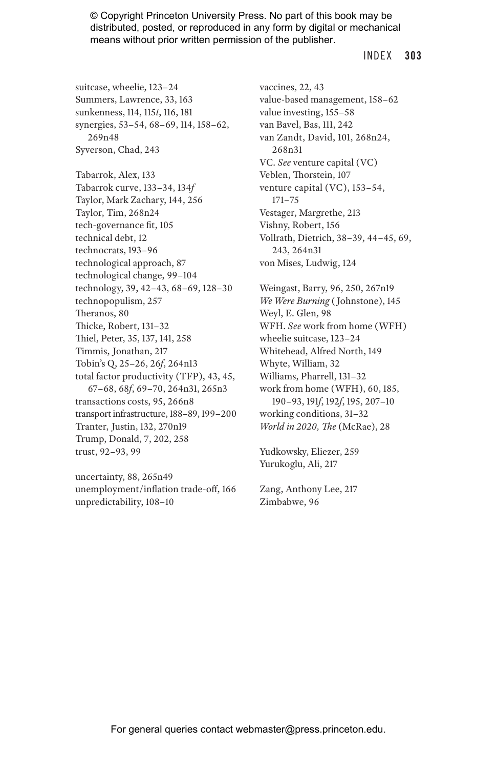suitcase, wheelie, 123–24
Summers, Lawrence, 33, 163
sunkenness, 114, 115*t*, 116, 181
synergies, 53–54, 68–69, 114, 158–62, 269n48
Syverson, Chad, 243

Tabarrok, Alex, 133
Tabarrok curve, 133–34, 134*f*
Taylor, Mark Zachary, 144, 256
Taylor, Tim, 268n24
tech-governance fit, 105
technical debt, 12
technocrats, 193–96
technological approach, 87
technological change, 99–104
technology, 39, 42–43, 68–69, 128–30
technopopulism, 257
Theranos, 80
Thicke, Robert, 131–32
Thiel, Peter, 35, 137, 141, 258
Timmis, Jonathan, 217
Tobin's Q, 25–26, 26*f*, 264n13
total factor productivity (TFP), 43, 45, 67–68, 68*f*, 69–70, 264n31, 265n3
transactions costs, 95, 266n8
transport infrastructure, 188–89, 199–200
Tranter, Justin, 132, 270n19
Trump, Donald, 7, 202, 258
trust, 92–93, 99

uncertainty, 88, 265n49
unemployment/inflation trade-off, 166
unpredictability, 108–10

vaccines, 22, 43
value-based management, 158–62
value investing, 155–58
van Bavel, Bas, 111, 242
van Zandt, David, 101, 268n24, 268n31
VC. *See* venture capital (VC)
Veblen, Thorstein, 107
venture capital (VC), 153–54, 171–75
Vestager, Margrethe, 213
Vishny, Robert, 156
Vollrath, Dietrich, 38–39, 44–45, 69, 243, 264n31
von Mises, Ludwig, 124

Weingast, Barry, 96, 250, 267n19
*We Were Burning* (Johnstone), 145
Weyl, E. Glen, 98
WFH. *See* work from home (WFH)
wheelie suitcase, 123–24
Whitehead, Alfred North, 149
Whyte, William, 32
Williams, Pharrell, 131–32
work from home (WFH), 60, 185, 190–93, 191*f*, 192*f*, 195, 207–10
working conditions, 31–32
*World in 2020, The* (McRae), 28

Yudkowsky, Eliezer, 259
Yurukoglu, Ali, 217

Zang, Anthony Lee, 217
Zimbabwe, 96